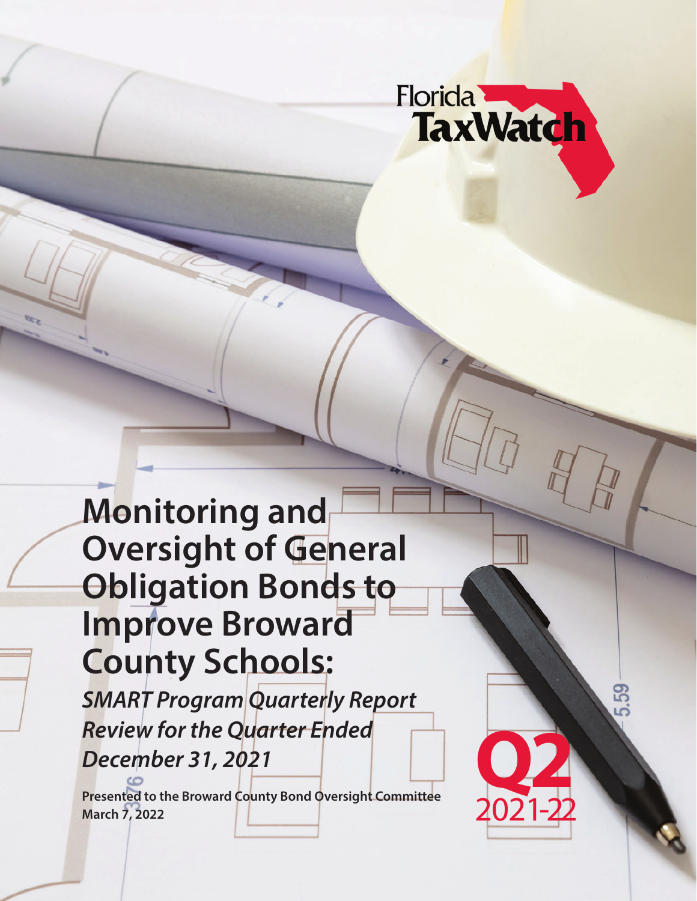Florida TaxWatch

# Monitoring and Oversight of General Obligation Bonds to Improve Broward County Schools:

## *SMART Program Quarterly Report Review for the Quarter Ended December 31, 2021*

**Presented to the Broward County Bond Oversight Committee**
**March 7, 2022**

**Q2**
2021-22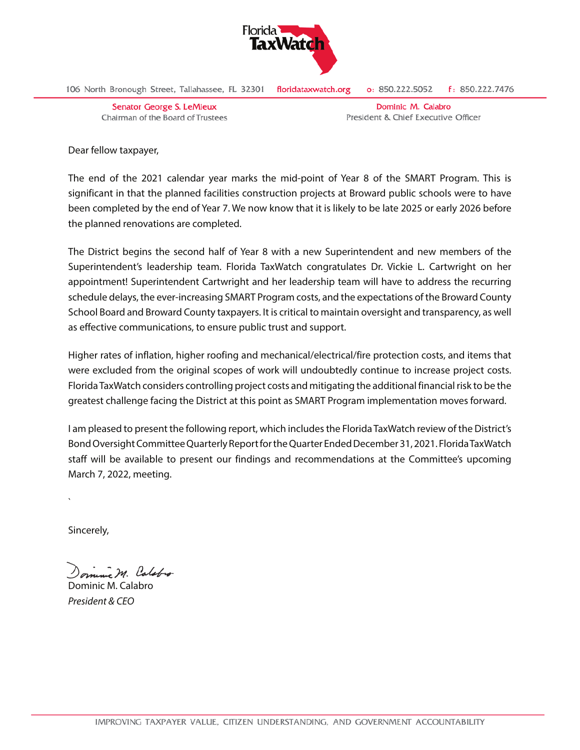Florida TaxWatch

106 North Bronough Street, Tallahassee, FL 32301 floridataxwatch.org o: 850.222.5052 f: 850.222.7476

Senator George S. LeMieux
Chairman of the Board of Trustees

Dominic M. Calabro
President & Chief Executive Officer

Dear fellow taxpayer,

The end of the 2021 calendar year marks the mid-point of Year 8 of the SMART Program. This is significant in that the planned facilities construction projects at Broward public schools were to have been completed by the end of Year 7. We now know that it is likely to be late 2025 or early 2026 before the planned renovations are completed.

The District begins the second half of Year 8 with a new Superintendent and new members of the Superintendent's leadership team. Florida TaxWatch congratulates Dr. Vickie L. Cartwright on her appointment! Superintendent Cartwright and her leadership team will have to address the recurring schedule delays, the ever-increasing SMART Program costs, and the expectations of the Broward County School Board and Broward County taxpayers. It is critical to maintain oversight and transparency, as well as effective communications, to ensure public trust and support.

Higher rates of inflation, higher roofing and mechanical/electrical/fire protection costs, and items that were excluded from the original scopes of work will undoubtedly continue to increase project costs. Florida TaxWatch considers controlling project costs and mitigating the additional financial risk to be the greatest challenge facing the District at this point as SMART Program implementation moves forward.

I am pleased to present the following report, which includes the Florida TaxWatch review of the District's Bond Oversight Committee Quarterly Report for the Quarter Ended December 31, 2021. Florida TaxWatch staff will be available to present our findings and recommendations at the Committee's upcoming March 7, 2022, meeting.

Sincerely,

Dominic M. Calabro
*President & CEO*

IMPROVING TAXPAYER VALUE, CITIZEN UNDERSTANDING, AND GOVERNMENT ACCOUNTABILITY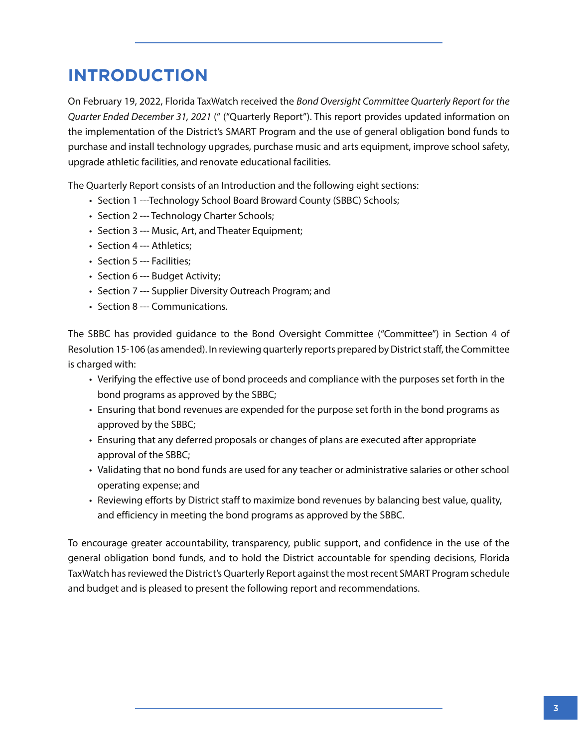# INTRODUCTION

On February 19, 2022, Florida TaxWatch received the *Bond Oversight Committee Quarterly Report for the Quarter Ended December 31, 2021* (" ("Quarterly Report"). This report provides updated information on the implementation of the District's SMART Program and the use of general obligation bond funds to purchase and install technology upgrades, purchase music and arts equipment, improve school safety, upgrade athletic facilities, and renovate educational facilities.

The Quarterly Report consists of an Introduction and the following eight sections:

- Section 1 ---Technology School Board Broward County (SBBC) Schools;
- Section 2 --- Technology Charter Schools;
- Section 3 --- Music, Art, and Theater Equipment;
- Section 4 --- Athletics;
- Section 5 --- Facilities;
- Section 6 --- Budget Activity;
- Section 7 --- Supplier Diversity Outreach Program; and
- Section 8 --- Communications.

The SBBC has provided guidance to the Bond Oversight Committee ("Committee") in Section 4 of Resolution 15-106 (as amended). In reviewing quarterly reports prepared by District staff, the Committee is charged with:

- Verifying the effective use of bond proceeds and compliance with the purposes set forth in the bond programs as approved by the SBBC;
- Ensuring that bond revenues are expended for the purpose set forth in the bond programs as approved by the SBBC;
- Ensuring that any deferred proposals or changes of plans are executed after appropriate approval of the SBBC;
- Validating that no bond funds are used for any teacher or administrative salaries or other school operating expense; and
- Reviewing efforts by District staff to maximize bond revenues by balancing best value, quality, and efficiency in meeting the bond programs as approved by the SBBC.

To encourage greater accountability, transparency, public support, and confidence in the use of the general obligation bond funds, and to hold the District accountable for spending decisions, Florida TaxWatch has reviewed the District's Quarterly Report against the most recent SMART Program schedule and budget and is pleased to present the following report and recommendations.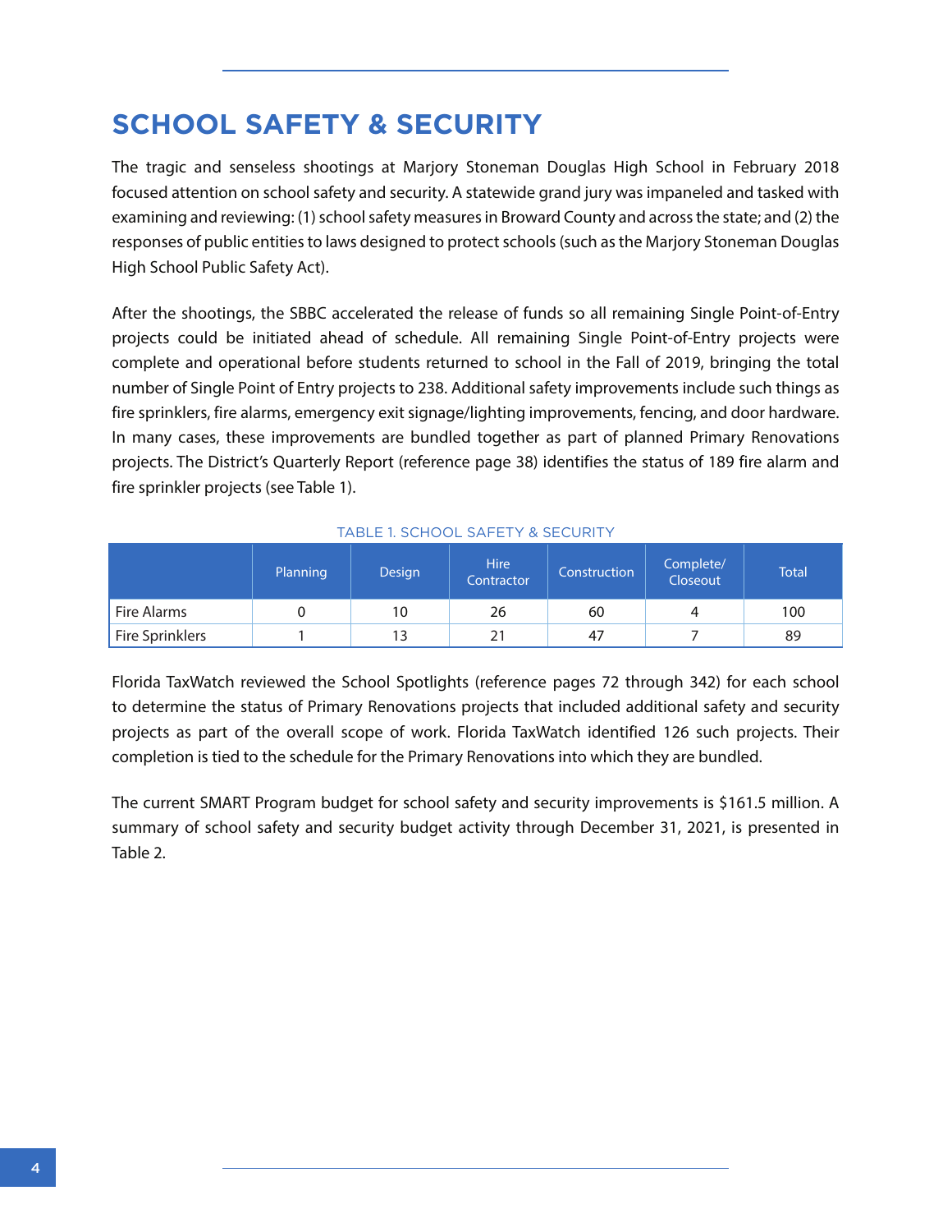# SCHOOL SAFETY & SECURITY

The tragic and senseless shootings at Marjory Stoneman Douglas High School in February 2018 focused attention on school safety and security. A statewide grand jury was impaneled and tasked with examining and reviewing: (1) school safety measures in Broward County and across the state; and (2) the responses of public entities to laws designed to protect schools (such as the Marjory Stoneman Douglas High School Public Safety Act).

After the shootings, the SBBC accelerated the release of funds so all remaining Single Point-of-Entry projects could be initiated ahead of schedule. All remaining Single Point-of-Entry projects were complete and operational before students returned to school in the Fall of 2019, bringing the total number of Single Point of Entry projects to 238. Additional safety improvements include such things as fire sprinklers, fire alarms, emergency exit signage/lighting improvements, fencing, and door hardware. In many cases, these improvements are bundled together as part of planned Primary Renovations projects. The District's Quarterly Report (reference page 38) identifies the status of 189 fire alarm and fire sprinkler projects (see Table 1).

TABLE 1. SCHOOL SAFETY & SECURITY

| | Planning | Design | Hire Contractor | Construction | Complete/ Closeout | Total |
|---|---|---|---|---|---|---|
| Fire Alarms | 0 | 10 | 26 | 60 | 4 | 100 |
| Fire Sprinklers | 1 | 13 | 21 | 47 | 7 | 89 |

Florida TaxWatch reviewed the School Spotlights (reference pages 72 through 342) for each school to determine the status of Primary Renovations projects that included additional safety and security projects as part of the overall scope of work. Florida TaxWatch identified 126 such projects. Their completion is tied to the schedule for the Primary Renovations into which they are bundled.

The current SMART Program budget for school safety and security improvements is $161.5 million. A summary of school safety and security budget activity through December 31, 2021, is presented in Table 2.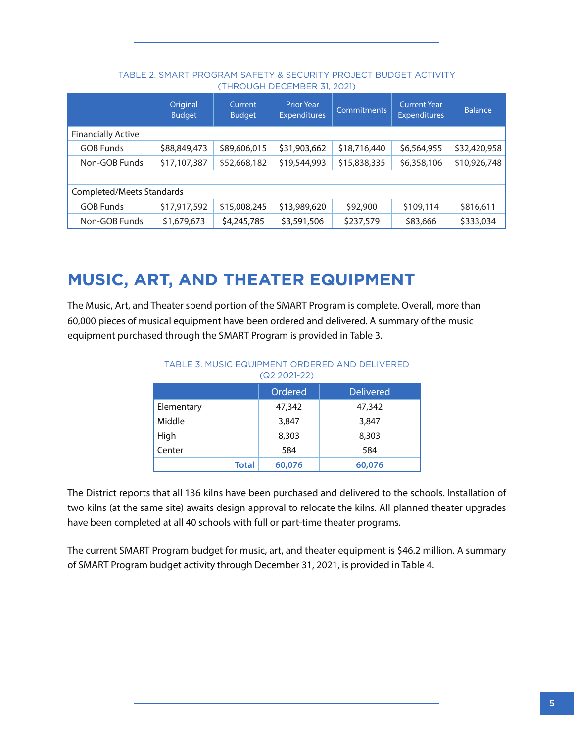TABLE 2. SMART PROGRAM SAFETY & SECURITY PROJECT BUDGET ACTIVITY (THROUGH DECEMBER 31, 2021)

| | Original Budget | Current Budget | Prior Year Expenditures | Commitments | Current Year Expenditures | Balance |
|---|---|---|---|---|---|---|
| Financially Active | | | | | | |
| GOB Funds | $88,849,473 | $89,606,015 | $31,903,662 | $18,716,440 | $6,564,955 | $32,420,958 |
| Non-GOB Funds | $17,107,387 | $52,668,182 | $19,544,993 | $15,838,335 | $6,358,106 | $10,926,748 |
| | | | | | | |
| Completed/Meets Standards | | | | | | |
| GOB Funds | $17,917,592 | $15,008,245 | $13,989,620 | $92,900 | $109,114 | $816,611 |
| Non-GOB Funds | $1,679,673 | $4,245,785 | $3,591,506 | $237,579 | $83,666 | $333,034 |

# MUSIC, ART, AND THEATER EQUIPMENT

The Music, Art, and Theater spend portion of the SMART Program is complete. Overall, more than 60,000 pieces of musical equipment have been ordered and delivered. A summary of the music equipment purchased through the SMART Program is provided in Table 3.

TABLE 3. MUSIC EQUIPMENT ORDERED AND DELIVERED (Q2 2021-22)

| | Ordered | Delivered |
|---|---|---|
| Elementary | 47,342 | 47,342 |
| Middle | 3,847 | 3,847 |
| High | 8,303 | 8,303 |
| Center | 584 | 584 |
| **Total** | **60,076** | **60,076** |

The District reports that all 136 kilns have been purchased and delivered to the schools. Installation of two kilns (at the same site) awaits design approval to relocate the kilns. All planned theater upgrades have been completed at all 40 schools with full or part-time theater programs.

The current SMART Program budget for music, art, and theater equipment is $46.2 million. A summary of SMART Program budget activity through December 31, 2021, is provided in Table 4.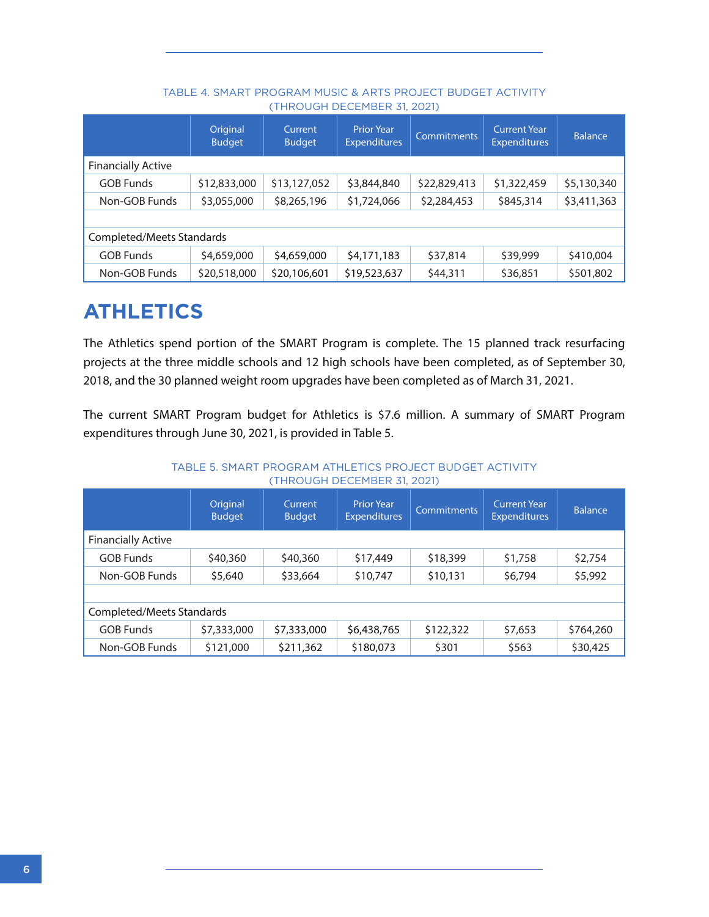TABLE 4. SMART PROGRAM MUSIC & ARTS PROJECT BUDGET ACTIVITY (THROUGH DECEMBER 31, 2021)

| | Original Budget | Current Budget | Prior Year Expenditures | Commitments | Current Year Expenditures | Balance |
|---|---|---|---|---|---|---|
| Financially Active | | | | | | |
| GOB Funds | $12,833,000 | $13,127,052 | $3,844,840 | $22,829,413 | $1,322,459 | $5,130,340 |
| Non-GOB Funds | $3,055,000 | $8,265,196 | $1,724,066 | $2,284,453 | $845,314 | $3,411,363 |
| | | | | | | |
| Completed/Meets Standards | | | | | | |
| GOB Funds | $4,659,000 | $4,659,000 | $4,171,183 | $37,814 | $39,999 | $410,004 |
| Non-GOB Funds | $20,518,000 | $20,106,601 | $19,523,637 | $44,311 | $36,851 | $501,802 |

# ATHLETICS

The Athletics spend portion of the SMART Program is complete. The 15 planned track resurfacing projects at the three middle schools and 12 high schools have been completed, as of September 30, 2018, and the 30 planned weight room upgrades have been completed as of March 31, 2021.

The current SMART Program budget for Athletics is $7.6 million. A summary of SMART Program expenditures through June 30, 2021, is provided in Table 5.

TABLE 5. SMART PROGRAM ATHLETICS PROJECT BUDGET ACTIVITY (THROUGH DECEMBER 31, 2021)

| | Original Budget | Current Budget | Prior Year Expenditures | Commitments | Current Year Expenditures | Balance |
|---|---|---|---|---|---|---|
| Financially Active | | | | | | |
| GOB Funds | $40,360 | $40,360 | $17,449 | $18,399 | $1,758 | $2,754 |
| Non-GOB Funds | $5,640 | $33,664 | $10,747 | $10,131 | $6,794 | $5,992 |
| | | | | | | |
| Completed/Meets Standards | | | | | | |
| GOB Funds | $7,333,000 | $7,333,000 | $6,438,765 | $122,322 | $7,653 | $764,260 |
| Non-GOB Funds | $121,000 | $211,362 | $180,073 | $301 | $563 | $30,425 |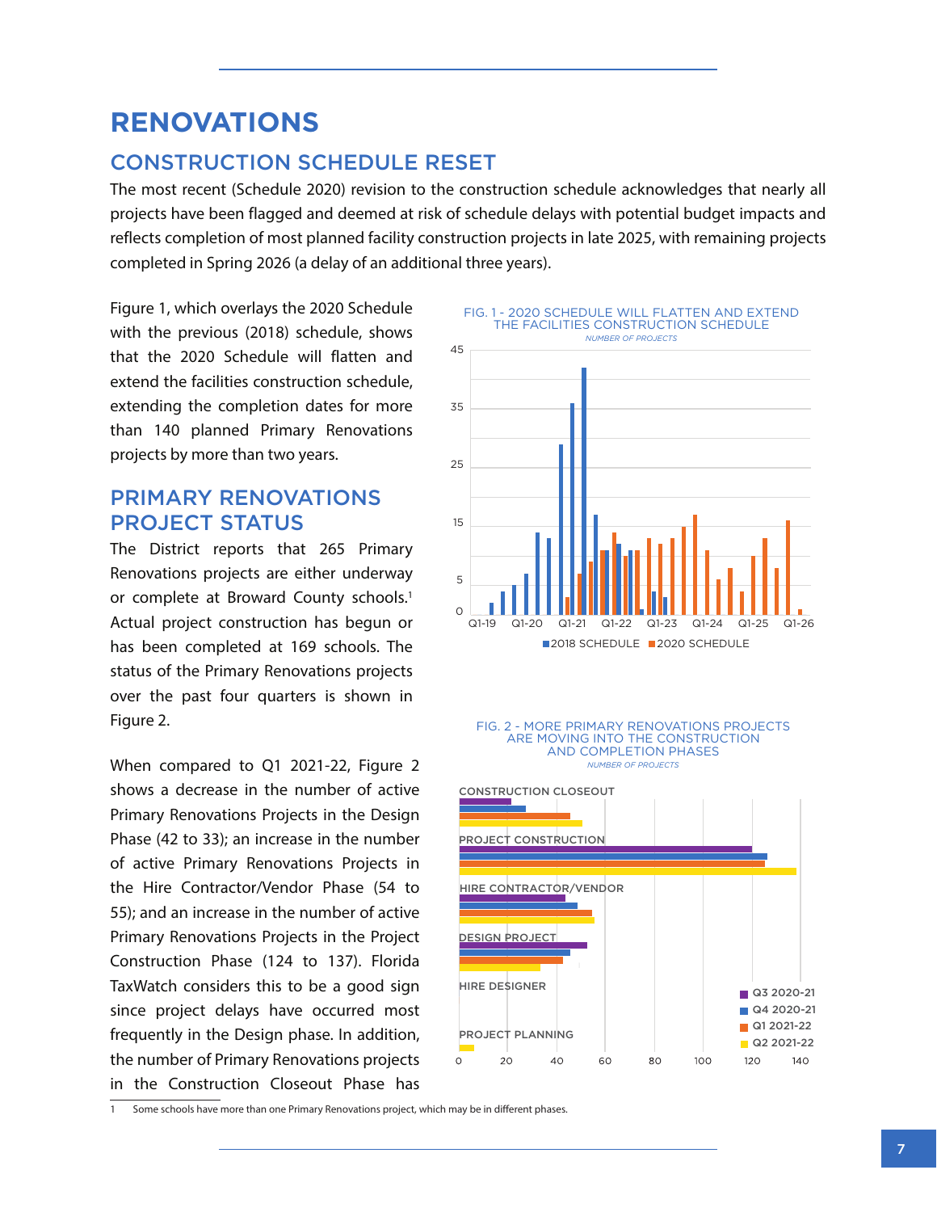# RENOVATIONS

## CONSTRUCTION SCHEDULE RESET

The most recent (Schedule 2020) revision to the construction schedule acknowledges that nearly all projects have been flagged and deemed at risk of schedule delays with potential budget impacts and reflects completion of most planned facility construction projects in late 2025, with remaining projects completed in Spring 2026 (a delay of an additional three years).

Figure 1, which overlays the 2020 Schedule with the previous (2018) schedule, shows that the 2020 Schedule will flatten and extend the facilities construction schedule, extending the completion dates for more than 140 planned Primary Renovations projects by more than two years.

FIG. 1 - 2020 SCHEDULE WILL FLATTEN AND EXTEND THE FACILITIES CONSTRUCTION SCHEDULE

*NUMBER OF PROJECTS*

## PRIMARY RENOVATIONS PROJECT STATUS

The District reports that 265 Primary Renovations projects are either underway or complete at Broward County schools.[1] Actual project construction has begun or has been completed at 169 schools. The status of the Primary Renovations projects over the past four quarters is shown in Figure 2.

FIG. 2 - MORE PRIMARY RENOVATIONS PROJECTS ARE MOVING INTO THE CONSTRUCTION AND COMPLETION PHASES

*NUMBER OF PROJECTS*

When compared to Q1 2021-22, Figure 2 shows a decrease in the number of active Primary Renovations Projects in the Design Phase (42 to 33); an increase in the number of active Primary Renovations Projects in the Hire Contractor/Vendor Phase (54 to 55); and an increase in the number of active Primary Renovations Projects in the Project Construction Phase (124 to 137). Florida TaxWatch considers this to be a good sign since project delays have occurred most frequently in the Design phase. In addition, the number of Primary Renovations projects in the Construction Closeout Phase has

---

1 Some schools have more than one Primary Renovations project, which may be in different phases.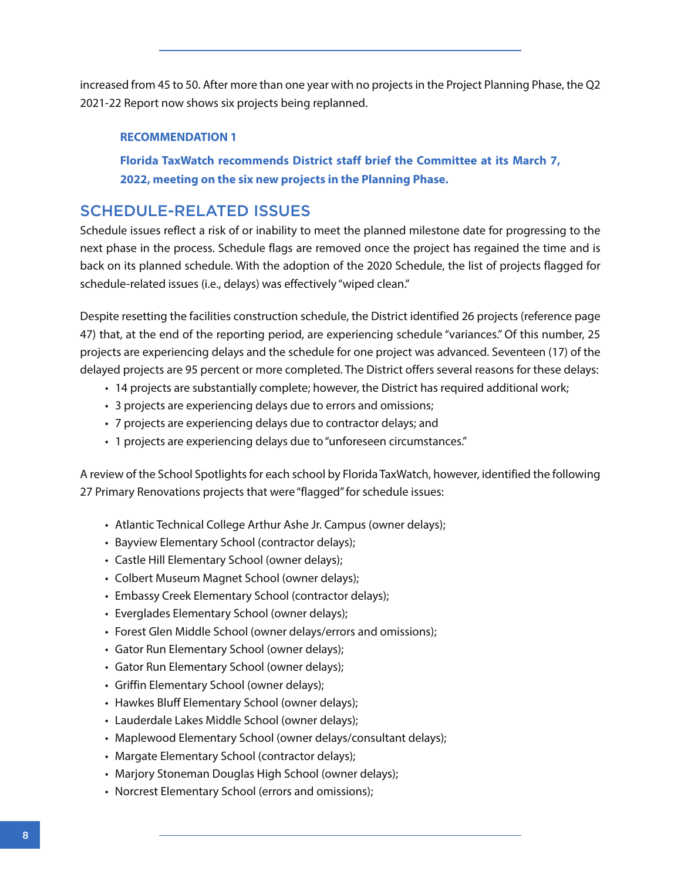increased from 45 to 50. After more than one year with no projects in the Project Planning Phase, the Q2 2021-22 Report now shows six projects being replanned.

**RECOMMENDATION 1**

**Florida TaxWatch recommends District staff brief the Committee at its March 7, 2022, meeting on the six new projects in the Planning Phase.**

## SCHEDULE-RELATED ISSUES

Schedule issues reflect a risk of or inability to meet the planned milestone date for progressing to the next phase in the process. Schedule flags are removed once the project has regained the time and is back on its planned schedule. With the adoption of the 2020 Schedule, the list of projects flagged for schedule-related issues (i.e., delays) was effectively "wiped clean."

Despite resetting the facilities construction schedule, the District identified 26 projects (reference page 47) that, at the end of the reporting period, are experiencing schedule "variances." Of this number, 25 projects are experiencing delays and the schedule for one project was advanced. Seventeen (17) of the delayed projects are 95 percent or more completed. The District offers several reasons for these delays:

- 14 projects are substantially complete; however, the District has required additional work;
- 3 projects are experiencing delays due to errors and omissions;
- 7 projects are experiencing delays due to contractor delays; and
- 1 projects are experiencing delays due to "unforeseen circumstances."

A review of the School Spotlights for each school by Florida TaxWatch, however, identified the following 27 Primary Renovations projects that were "flagged" for schedule issues:

- Atlantic Technical College Arthur Ashe Jr. Campus (owner delays);
- Bayview Elementary School (contractor delays);
- Castle Hill Elementary School (owner delays);
- Colbert Museum Magnet School (owner delays);
- Embassy Creek Elementary School (contractor delays);
- Everglades Elementary School (owner delays);
- Forest Glen Middle School (owner delays/errors and omissions);
- Gator Run Elementary School (owner delays);
- Gator Run Elementary School (owner delays);
- Griffin Elementary School (owner delays);
- Hawkes Bluff Elementary School (owner delays);
- Lauderdale Lakes Middle School (owner delays);
- Maplewood Elementary School (owner delays/consultant delays);
- Margate Elementary School (contractor delays);
- Marjory Stoneman Douglas High School (owner delays);
- Norcrest Elementary School (errors and omissions);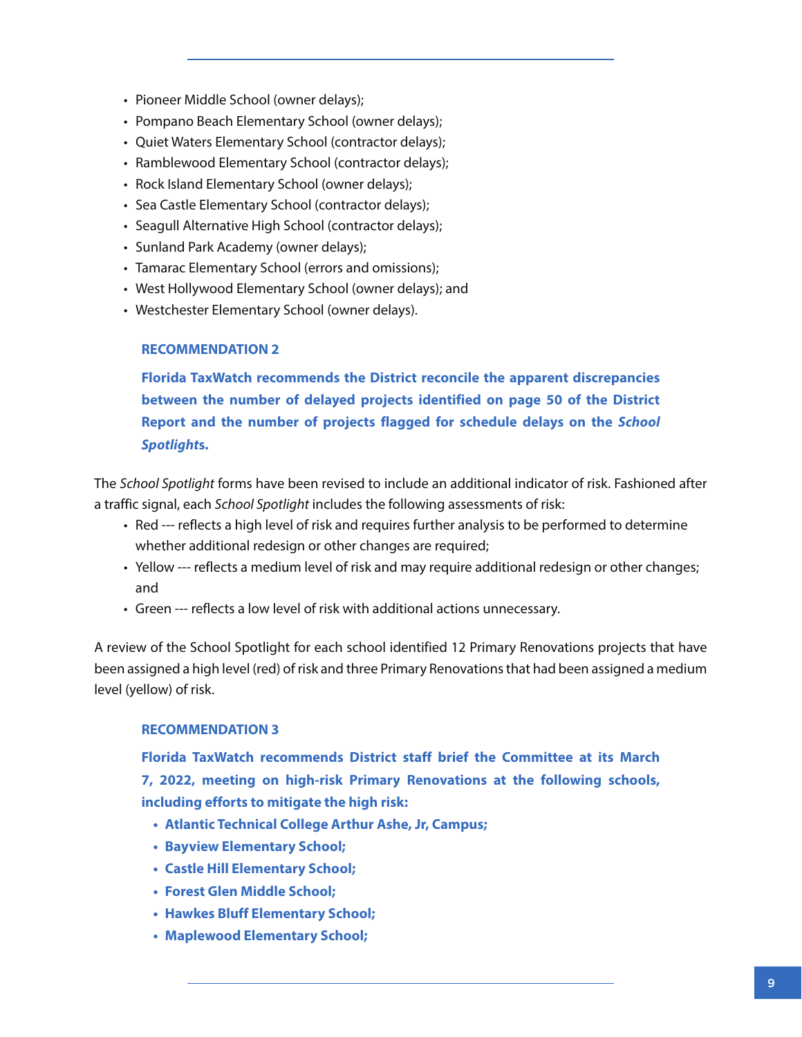- Pioneer Middle School (owner delays);
- Pompano Beach Elementary School (owner delays);
- Quiet Waters Elementary School (contractor delays);
- Ramblewood Elementary School (contractor delays);
- Rock Island Elementary School (owner delays);
- Sea Castle Elementary School (contractor delays);
- Seagull Alternative High School (contractor delays);
- Sunland Park Academy (owner delays);
- Tamarac Elementary School (errors and omissions);
- West Hollywood Elementary School (owner delays); and
- Westchester Elementary School (owner delays).

**RECOMMENDATION 2**

**Florida TaxWatch recommends the District reconcile the apparent discrepancies between the number of delayed projects identified on page 50 of the District Report and the number of projects flagged for schedule delays on the *School Spotlights*.**

The *School Spotlight* forms have been revised to include an additional indicator of risk. Fashioned after a traffic signal, each *School Spotlight* includes the following assessments of risk:

- Red --- reflects a high level of risk and requires further analysis to be performed to determine whether additional redesign or other changes are required;
- Yellow --- reflects a medium level of risk and may require additional redesign or other changes; and
- Green --- reflects a low level of risk with additional actions unnecessary.

A review of the School Spotlight for each school identified 12 Primary Renovations projects that have been assigned a high level (red) of risk and three Primary Renovations that had been assigned a medium level (yellow) of risk.

**RECOMMENDATION 3**

**Florida TaxWatch recommends District staff brief the Committee at its March 7, 2022, meeting on high-risk Primary Renovations at the following schools, including efforts to mitigate the high risk:**

- **Atlantic Technical College Arthur Ashe, Jr, Campus;**
- **Bayview Elementary School;**
- **Castle Hill Elementary School;**
- **Forest Glen Middle School;**
- **Hawkes Bluff Elementary School;**
- **Maplewood Elementary School;**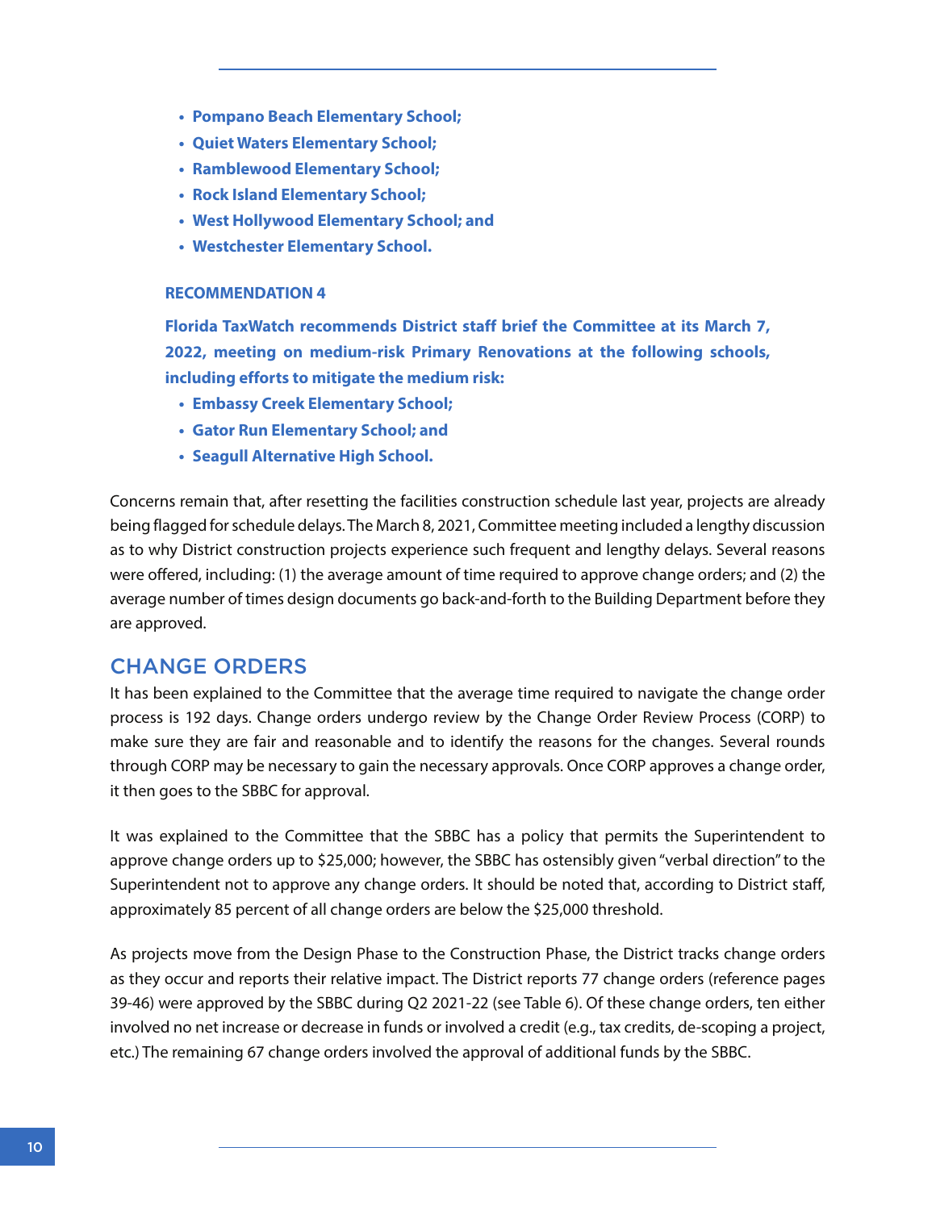- **Pompano Beach Elementary School;**
- **Quiet Waters Elementary School;**
- **Ramblewood Elementary School;**
- **Rock Island Elementary School;**
- **West Hollywood Elementary School; and**
- **Westchester Elementary School.**

**RECOMMENDATION 4**

**Florida TaxWatch recommends District staff brief the Committee at its March 7, 2022, meeting on medium-risk Primary Renovations at the following schools, including efforts to mitigate the medium risk:**

- **Embassy Creek Elementary School;**
- **Gator Run Elementary School; and**
- **Seagull Alternative High School.**

Concerns remain that, after resetting the facilities construction schedule last year, projects are already being flagged for schedule delays. The March 8, 2021, Committee meeting included a lengthy discussion as to why District construction projects experience such frequent and lengthy delays. Several reasons were offered, including: (1) the average amount of time required to approve change orders; and (2) the average number of times design documents go back-and-forth to the Building Department before they are approved.

## CHANGE ORDERS

It has been explained to the Committee that the average time required to navigate the change order process is 192 days. Change orders undergo review by the Change Order Review Process (CORP) to make sure they are fair and reasonable and to identify the reasons for the changes. Several rounds through CORP may be necessary to gain the necessary approvals. Once CORP approves a change order, it then goes to the SBBC for approval.

It was explained to the Committee that the SBBC has a policy that permits the Superintendent to approve change orders up to $25,000; however, the SBBC has ostensibly given "verbal direction" to the Superintendent not to approve any change orders. It should be noted that, according to District staff, approximately 85 percent of all change orders are below the $25,000 threshold.

As projects move from the Design Phase to the Construction Phase, the District tracks change orders as they occur and reports their relative impact. The District reports 77 change orders (reference pages 39-46) were approved by the SBBC during Q2 2021-22 (see Table 6). Of these change orders, ten either involved no net increase or decrease in funds or involved a credit (e.g., tax credits, de-scoping a project, etc.) The remaining 67 change orders involved the approval of additional funds by the SBBC.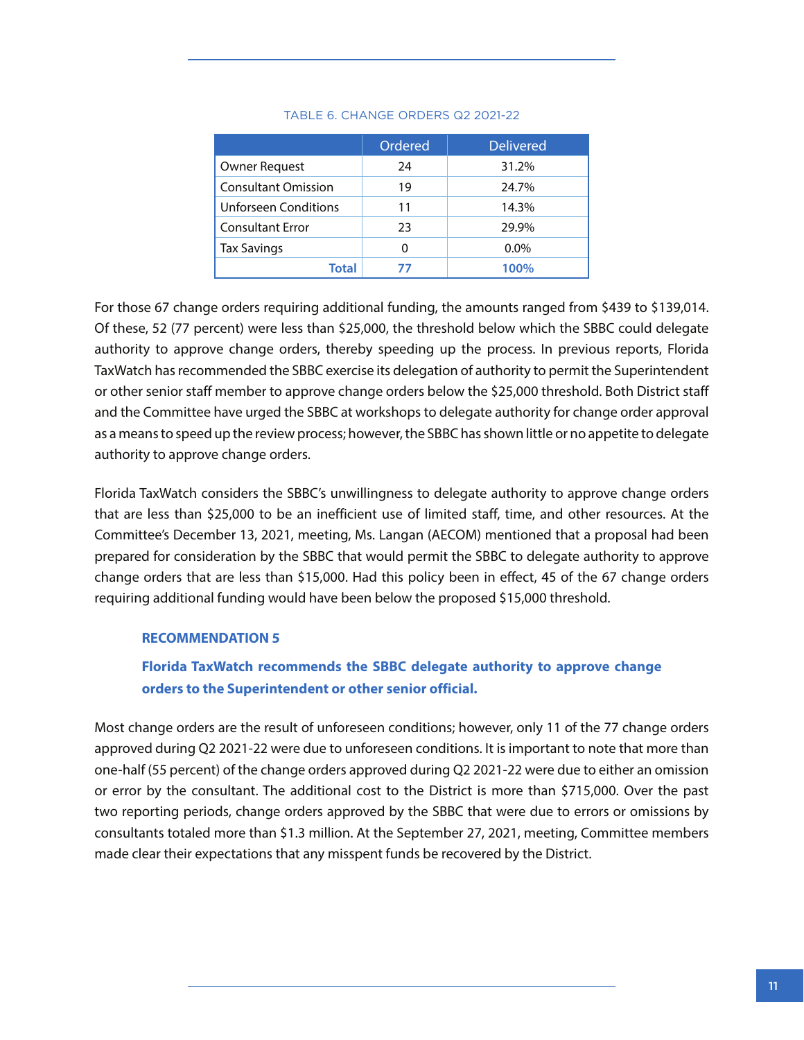TABLE 6. CHANGE ORDERS Q2 2021-22

| | Ordered | Delivered |
|---|---|---|
| Owner Request | 24 | 31.2% |
| Consultant Omission | 19 | 24.7% |
| Unforseen Conditions | 11 | 14.3% |
| Consultant Error | 23 | 29.9% |
| Tax Savings | 0 | 0.0% |
| **Total** | **77** | **100%** |

For those 67 change orders requiring additional funding, the amounts ranged from $439 to $139,014. Of these, 52 (77 percent) were less than $25,000, the threshold below which the SBBC could delegate authority to approve change orders, thereby speeding up the process. In previous reports, Florida TaxWatch has recommended the SBBC exercise its delegation of authority to permit the Superintendent or other senior staff member to approve change orders below the $25,000 threshold. Both District staff and the Committee have urged the SBBC at workshops to delegate authority for change order approval as a means to speed up the review process; however, the SBBC has shown little or no appetite to delegate authority to approve change orders.

Florida TaxWatch considers the SBBC's unwillingness to delegate authority to approve change orders that are less than $25,000 to be an inefficient use of limited staff, time, and other resources. At the Committee's December 13, 2021, meeting, Ms. Langan (AECOM) mentioned that a proposal had been prepared for consideration by the SBBC that would permit the SBBC to delegate authority to approve change orders that are less than $15,000. Had this policy been in effect, 45 of the 67 change orders requiring additional funding would have been below the proposed $15,000 threshold.

### RECOMMENDATION 5

**Florida TaxWatch recommends the SBBC delegate authority to approve change orders to the Superintendent or other senior official.**

Most change orders are the result of unforeseen conditions; however, only 11 of the 77 change orders approved during Q2 2021-22 were due to unforeseen conditions. It is important to note that more than one-half (55 percent) of the change orders approved during Q2 2021-22 were due to either an omission or error by the consultant. The additional cost to the District is more than $715,000. Over the past two reporting periods, change orders approved by the SBBC that were due to errors or omissions by consultants totaled more than $1.3 million. At the September 27, 2021, meeting, Committee members made clear their expectations that any misspent funds be recovered by the District.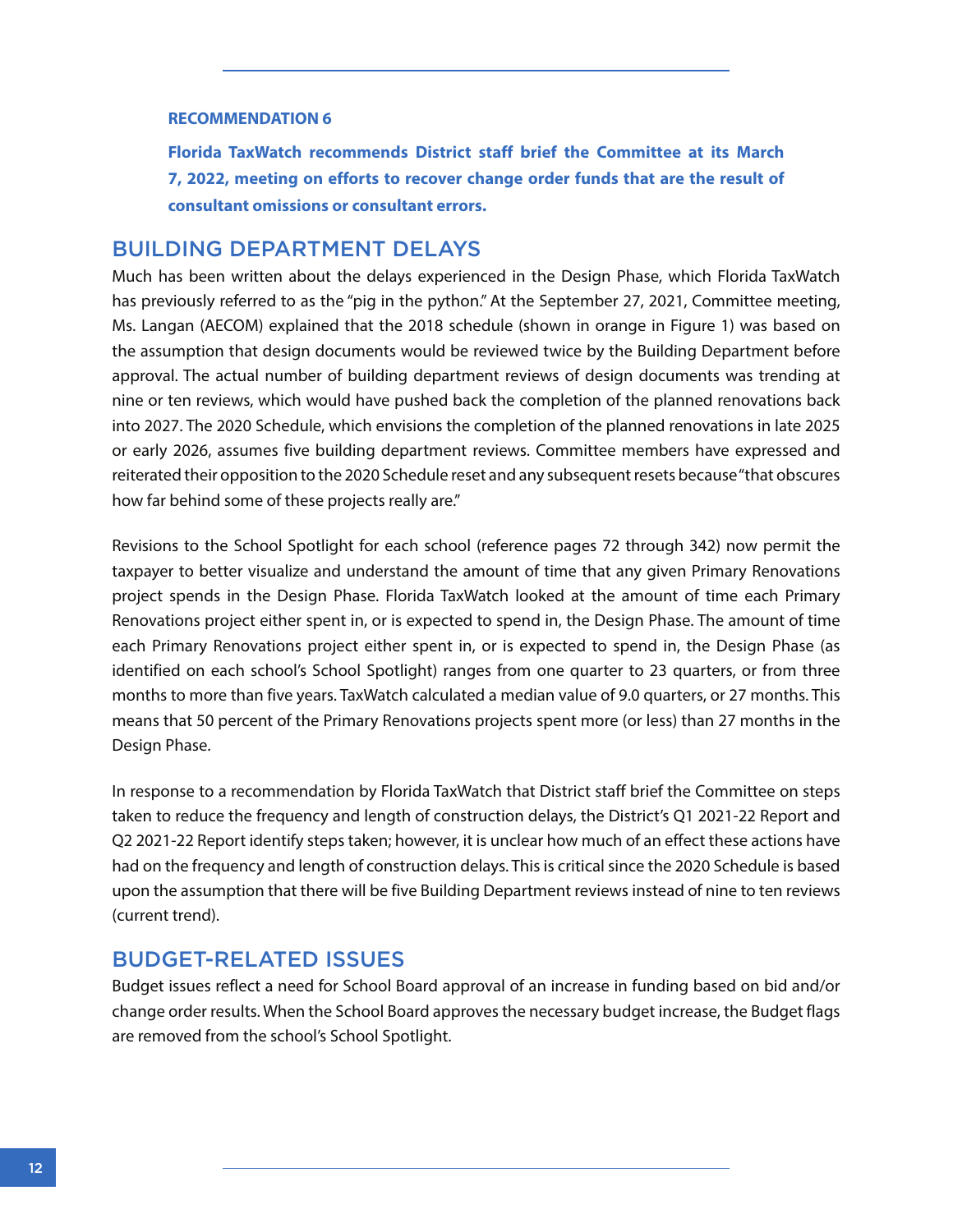**RECOMMENDATION 6**

**Florida TaxWatch recommends District staff brief the Committee at its March 7, 2022, meeting on efforts to recover change order funds that are the result of consultant omissions or consultant errors.**

## BUILDING DEPARTMENT DELAYS

Much has been written about the delays experienced in the Design Phase, which Florida TaxWatch has previously referred to as the "pig in the python." At the September 27, 2021, Committee meeting, Ms. Langan (AECOM) explained that the 2018 schedule (shown in orange in Figure 1) was based on the assumption that design documents would be reviewed twice by the Building Department before approval. The actual number of building department reviews of design documents was trending at nine or ten reviews, which would have pushed back the completion of the planned renovations back into 2027. The 2020 Schedule, which envisions the completion of the planned renovations in late 2025 or early 2026, assumes five building department reviews. Committee members have expressed and reiterated their opposition to the 2020 Schedule reset and any subsequent resets because "that obscures how far behind some of these projects really are."

Revisions to the School Spotlight for each school (reference pages 72 through 342) now permit the taxpayer to better visualize and understand the amount of time that any given Primary Renovations project spends in the Design Phase. Florida TaxWatch looked at the amount of time each Primary Renovations project either spent in, or is expected to spend in, the Design Phase. The amount of time each Primary Renovations project either spent in, or is expected to spend in, the Design Phase (as identified on each school's School Spotlight) ranges from one quarter to 23 quarters, or from three months to more than five years. TaxWatch calculated a median value of 9.0 quarters, or 27 months. This means that 50 percent of the Primary Renovations projects spent more (or less) than 27 months in the Design Phase.

In response to a recommendation by Florida TaxWatch that District staff brief the Committee on steps taken to reduce the frequency and length of construction delays, the District's Q1 2021-22 Report and Q2 2021-22 Report identify steps taken; however, it is unclear how much of an effect these actions have had on the frequency and length of construction delays. This is critical since the 2020 Schedule is based upon the assumption that there will be five Building Department reviews instead of nine to ten reviews (current trend).

## BUDGET-RELATED ISSUES

Budget issues reflect a need for School Board approval of an increase in funding based on bid and/or change order results. When the School Board approves the necessary budget increase, the Budget flags are removed from the school's School Spotlight.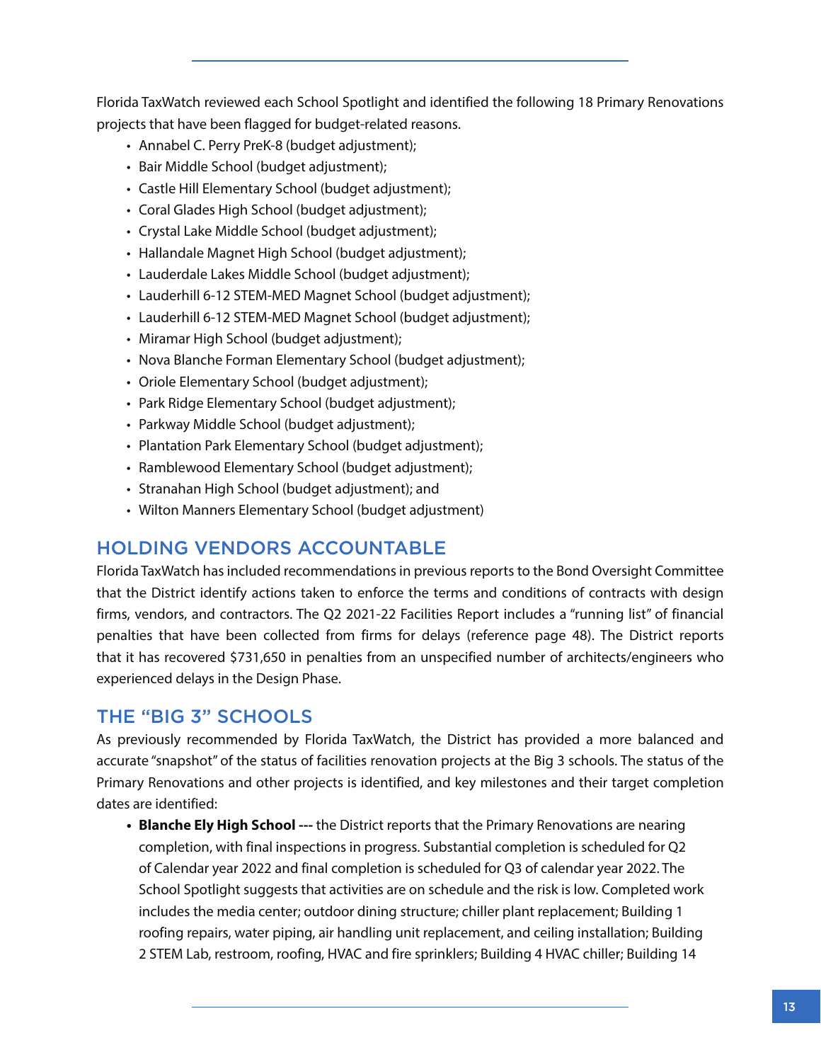Florida TaxWatch reviewed each School Spotlight and identified the following 18 Primary Renovations projects that have been flagged for budget-related reasons.

- Annabel C. Perry PreK-8 (budget adjustment);
- Bair Middle School (budget adjustment);
- Castle Hill Elementary School (budget adjustment);
- Coral Glades High School (budget adjustment);
- Crystal Lake Middle School (budget adjustment);
- Hallandale Magnet High School (budget adjustment);
- Lauderdale Lakes Middle School (budget adjustment);
- Lauderhill 6-12 STEM-MED Magnet School (budget adjustment);
- Lauderhill 6-12 STEM-MED Magnet School (budget adjustment);
- Miramar High School (budget adjustment);
- Nova Blanche Forman Elementary School (budget adjustment);
- Oriole Elementary School (budget adjustment);
- Park Ridge Elementary School (budget adjustment);
- Parkway Middle School (budget adjustment);
- Plantation Park Elementary School (budget adjustment);
- Ramblewood Elementary School (budget adjustment);
- Stranahan High School (budget adjustment); and
- Wilton Manners Elementary School (budget adjustment)

## HOLDING VENDORS ACCOUNTABLE

Florida TaxWatch has included recommendations in previous reports to the Bond Oversight Committee that the District identify actions taken to enforce the terms and conditions of contracts with design firms, vendors, and contractors. The Q2 2021-22 Facilities Report includes a "running list" of financial penalties that have been collected from firms for delays (reference page 48). The District reports that it has recovered $731,650 in penalties from an unspecified number of architects/engineers who experienced delays in the Design Phase.

## THE "BIG 3" SCHOOLS

As previously recommended by Florida TaxWatch, the District has provided a more balanced and accurate "snapshot" of the status of facilities renovation projects at the Big 3 schools. The status of the Primary Renovations and other projects is identified, and key milestones and their target completion dates are identified:

- **Blanche Ely High School ---** the District reports that the Primary Renovations are nearing completion, with final inspections in progress. Substantial completion is scheduled for Q2 of Calendar year 2022 and final completion is scheduled for Q3 of calendar year 2022. The School Spotlight suggests that activities are on schedule and the risk is low. Completed work includes the media center; outdoor dining structure; chiller plant replacement; Building 1 roofing repairs, water piping, air handling unit replacement, and ceiling installation; Building 2 STEM Lab, restroom, roofing, HVAC and fire sprinklers; Building 4 HVAC chiller; Building 14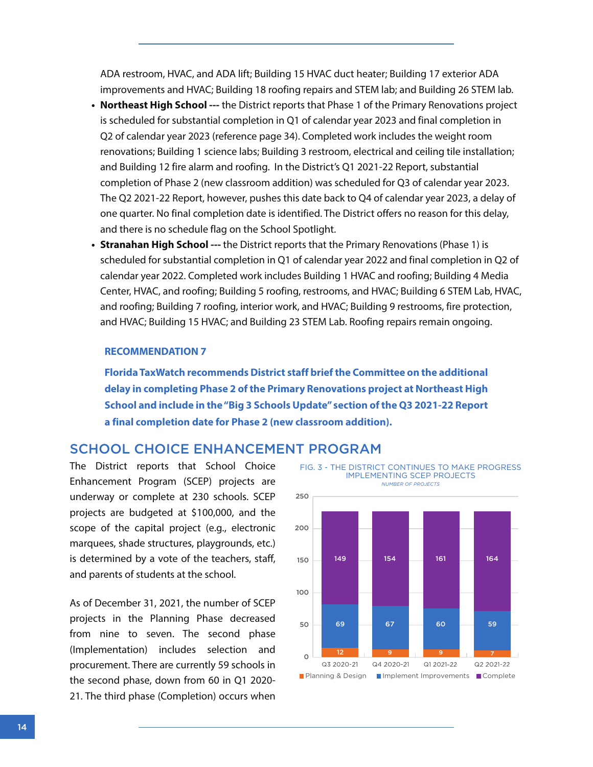ADA restroom, HVAC, and ADA lift; Building 15 HVAC duct heater; Building 17 exterior ADA improvements and HVAC; Building 18 roofing repairs and STEM lab; and Building 26 STEM lab.

- **Northeast High School ---** the District reports that Phase 1 of the Primary Renovations project is scheduled for substantial completion in Q1 of calendar year 2023 and final completion in Q2 of calendar year 2023 (reference page 34). Completed work includes the weight room renovations; Building 1 science labs; Building 3 restroom, electrical and ceiling tile installation; and Building 12 fire alarm and roofing. In the District's Q1 2021-22 Report, substantial completion of Phase 2 (new classroom addition) was scheduled for Q3 of calendar year 2023. The Q2 2021-22 Report, however, pushes this date back to Q4 of calendar year 2023, a delay of one quarter. No final completion date is identified. The District offers no reason for this delay, and there is no schedule flag on the School Spotlight.
- **Stranahan High School ---** the District reports that the Primary Renovations (Phase 1) is scheduled for substantial completion in Q1 of calendar year 2022 and final completion in Q2 of calendar year 2022. Completed work includes Building 1 HVAC and roofing; Building 4 Media Center, HVAC, and roofing; Building 5 roofing, restrooms, and HVAC; Building 6 STEM Lab, HVAC, and roofing; Building 7 roofing, interior work, and HVAC; Building 9 restrooms, fire protection, and HVAC; Building 15 HVAC; and Building 23 STEM Lab. Roofing repairs remain ongoing.

**RECOMMENDATION 7**

**Florida TaxWatch recommends District staff brief the Committee on the additional delay in completing Phase 2 of the Primary Renovations project at Northeast High School and include in the "Big 3 Schools Update" section of the Q3 2021-22 Report a final completion date for Phase 2 (new classroom addition).**

## SCHOOL CHOICE ENHANCEMENT PROGRAM

The District reports that School Choice Enhancement Program (SCEP) projects are underway or complete at 230 schools. SCEP projects are budgeted at $100,000, and the scope of the capital project (e.g., electronic marquees, shade structures, playgrounds, etc.) is determined by a vote of the teachers, staff, and parents of students at the school.

As of December 31, 2021, the number of SCEP projects in the Planning Phase decreased from nine to seven. The second phase (Implementation) includes selection and procurement. There are currently 59 schools in the second phase, down from 60 in Q1 2020-21. The third phase (Completion) occurs when

FIG. 3 - THE DISTRICT CONTINUES TO MAKE PROGRESS IMPLEMENTING SCEP PROJECTS

*NUMBER OF PROJECTS*

| | Q3 2020-21 | Q4 2020-21 | Q1 2021-22 | Q2 2021-22 |
|---|---|---|---|---|
| Planning & Design | 12 | 9 | 9 | 7 |
| Implement Improvements | 69 | 67 | 60 | 59 |
| Complete | 149 | 154 | 161 | 164 |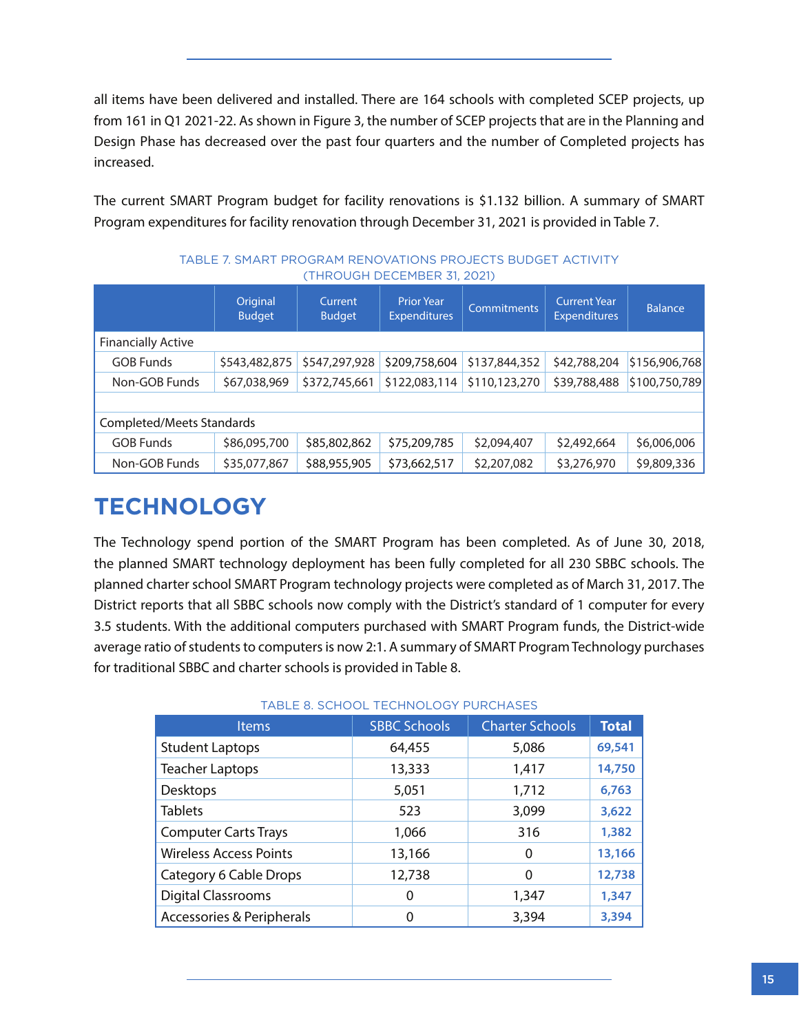all items have been delivered and installed. There are 164 schools with completed SCEP projects, up from 161 in Q1 2021-22. As shown in Figure 3, the number of SCEP projects that are in the Planning and Design Phase has decreased over the past four quarters and the number of Completed projects has increased.

The current SMART Program budget for facility renovations is $1.132 billion. A summary of SMART Program expenditures for facility renovation through December 31, 2021 is provided in Table 7.

TABLE 7. SMART PROGRAM RENOVATIONS PROJECTS BUDGET ACTIVITY (THROUGH DECEMBER 31, 2021)

| | Original Budget | Current Budget | Prior Year Expenditures | Commitments | Current Year Expenditures | Balance |
|---|---|---|---|---|---|---|
| Financially Active | | | | | | |
| GOB Funds | $543,482,875 | $547,297,928 | $209,758,604 | $137,844,352 | $42,788,204 | $156,906,768 |
| Non-GOB Funds | $67,038,969 | $372,745,661 | $122,083,114 | $110,123,270 | $39,788,488 | $100,750,789 |
| | | | | | | |
| Completed/Meets Standards | | | | | | |
| GOB Funds | $86,095,700 | $85,802,862 | $75,209,785 | $2,094,407 | $2,492,664 | $6,006,006 |
| Non-GOB Funds | $35,077,867 | $88,955,905 | $73,662,517 | $2,207,082 | $3,276,970 | $9,809,336 |

# TECHNOLOGY

The Technology spend portion of the SMART Program has been completed. As of June 30, 2018, the planned SMART technology deployment has been fully completed for all 230 SBBC schools. The planned charter school SMART Program technology projects were completed as of March 31, 2017. The District reports that all SBBC schools now comply with the District's standard of 1 computer for every 3.5 students. With the additional computers purchased with SMART Program funds, the District-wide average ratio of students to computers is now 2:1. A summary of SMART Program Technology purchases for traditional SBBC and charter schools is provided in Table 8.

TABLE 8. SCHOOL TECHNOLOGY PURCHASES

| Items | SBBC Schools | Charter Schools | **Total** |
|---|---|---|---|
| Student Laptops | 64,455 | 5,086 | **69,541** |
| Teacher Laptops | 13,333 | 1,417 | **14,750** |
| Desktops | 5,051 | 1,712 | **6,763** |
| Tablets | 523 | 3,099 | **3,622** |
| Computer Carts Trays | 1,066 | 316 | **1,382** |
| Wireless Access Points | 13,166 | 0 | **13,166** |
| Category 6 Cable Drops | 12,738 | 0 | **12,738** |
| Digital Classrooms | 0 | 1,347 | **1,347** |
| Accessories & Peripherals | 0 | 3,394 | **3,394** |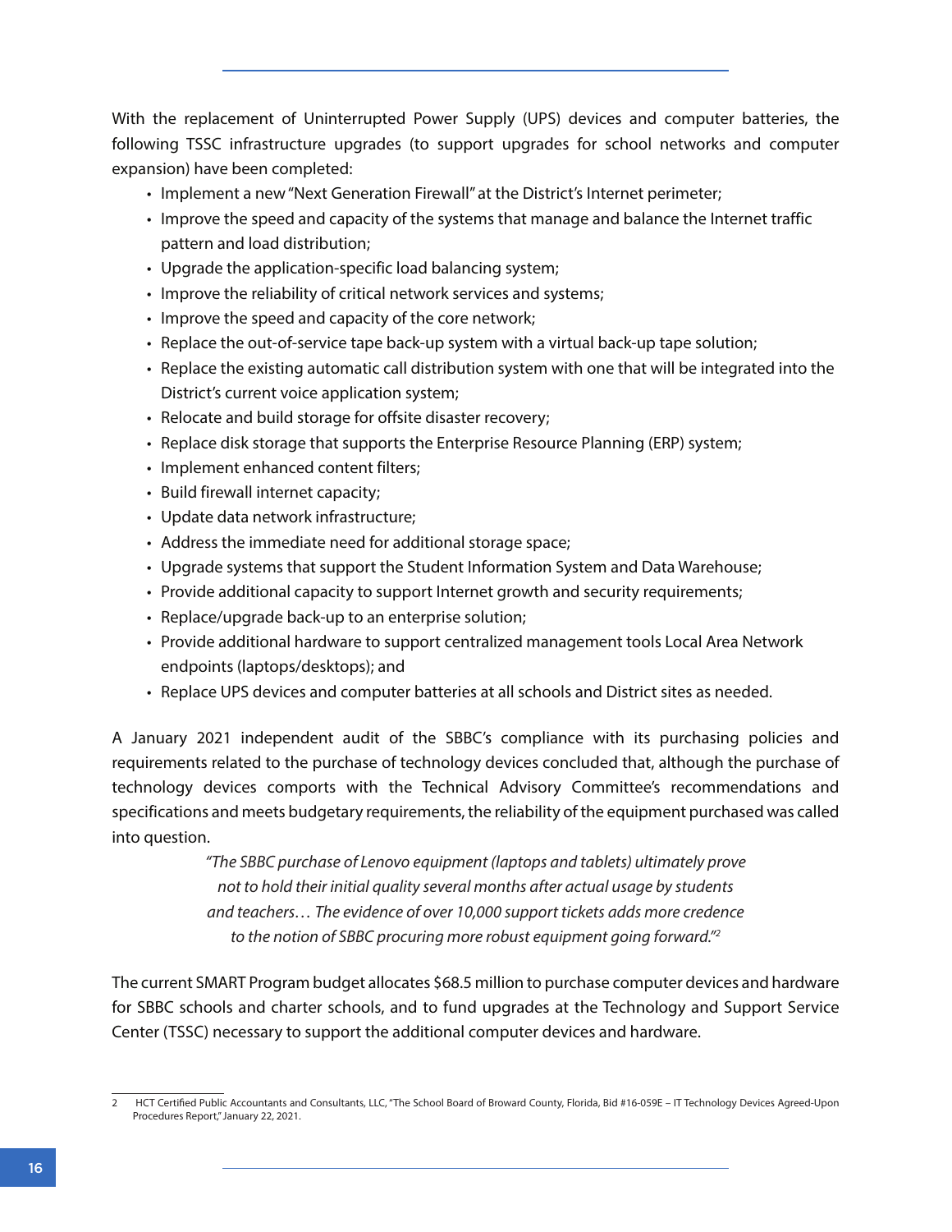With the replacement of Uninterrupted Power Supply (UPS) devices and computer batteries, the following TSSC infrastructure upgrades (to support upgrades for school networks and computer expansion) have been completed:

- Implement a new "Next Generation Firewall" at the District's Internet perimeter;
- Improve the speed and capacity of the systems that manage and balance the Internet traffic pattern and load distribution;
- Upgrade the application-specific load balancing system;
- Improve the reliability of critical network services and systems;
- Improve the speed and capacity of the core network;
- Replace the out-of-service tape back-up system with a virtual back-up tape solution;
- Replace the existing automatic call distribution system with one that will be integrated into the District's current voice application system;
- Relocate and build storage for offsite disaster recovery;
- Replace disk storage that supports the Enterprise Resource Planning (ERP) system;
- Implement enhanced content filters;
- Build firewall internet capacity;
- Update data network infrastructure;
- Address the immediate need for additional storage space;
- Upgrade systems that support the Student Information System and Data Warehouse;
- Provide additional capacity to support Internet growth and security requirements;
- Replace/upgrade back-up to an enterprise solution;
- Provide additional hardware to support centralized management tools Local Area Network endpoints (laptops/desktops); and
- Replace UPS devices and computer batteries at all schools and District sites as needed.

A January 2021 independent audit of the SBBC's compliance with its purchasing policies and requirements related to the purchase of technology devices concluded that, although the purchase of technology devices comports with the Technical Advisory Committee's recommendations and specifications and meets budgetary requirements, the reliability of the equipment purchased was called into question.

> *"The SBBC purchase of Lenovo equipment (laptops and tablets) ultimately prove not to hold their initial quality several months after actual usage by students and teachers… The evidence of over 10,000 support tickets adds more credence to the notion of SBBC procuring more robust equipment going forward."*[2]

The current SMART Program budget allocates $68.5 million to purchase computer devices and hardware for SBBC schools and charter schools, and to fund upgrades at the Technology and Support Service Center (TSSC) necessary to support the additional computer devices and hardware.

---

2 HCT Certified Public Accountants and Consultants, LLC, "The School Board of Broward County, Florida, Bid #16-059E – IT Technology Devices Agreed-Upon Procedures Report," January 22, 2021.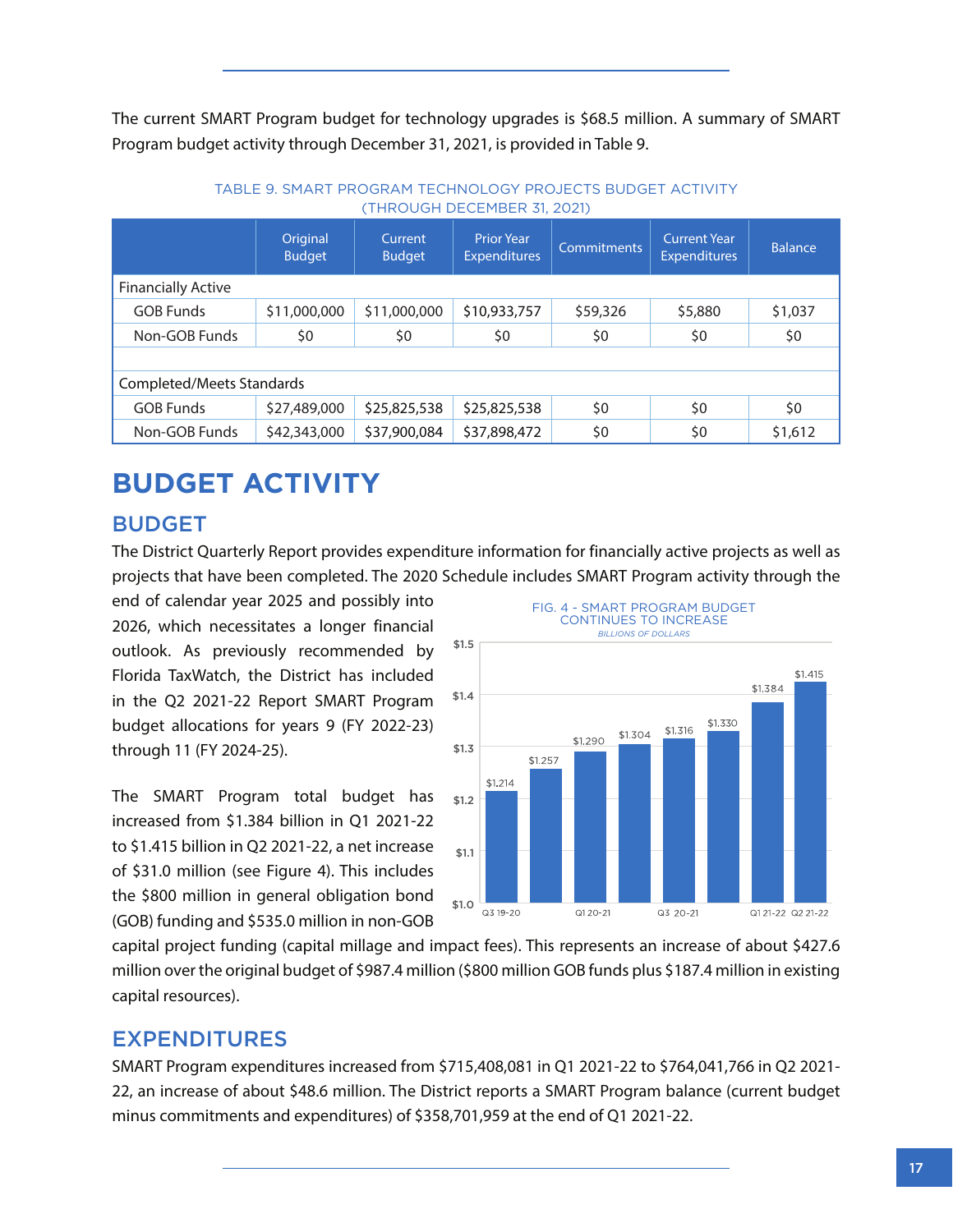The current SMART Program budget for technology upgrades is $68.5 million. A summary of SMART Program budget activity through December 31, 2021, is provided in Table 9.

TABLE 9. SMART PROGRAM TECHNOLOGY PROJECTS BUDGET ACTIVITY (THROUGH DECEMBER 31, 2021)

| | Original Budget | Current Budget | Prior Year Expenditures | Commitments | Current Year Expenditures | Balance |
|---|---|---|---|---|---|---|
| Financially Active | | | | | | |
| GOB Funds | $11,000,000 | $11,000,000 | $10,933,757 | $59,326 | $5,880 | $1,037 |
| Non-GOB Funds | $0 | $0 | $0 | $0 | $0 | $0 |
| | | | | | | |
| Completed/Meets Standards | | | | | | |
| GOB Funds | $27,489,000 | $25,825,538 | $25,825,538 | $0 | $0 | $0 |
| Non-GOB Funds | $42,343,000 | $37,900,084 | $37,898,472 | $0 | $0 | $1,612 |

# BUDGET ACTIVITY

## BUDGET

The District Quarterly Report provides expenditure information for financially active projects as well as projects that have been completed. The 2020 Schedule includes SMART Program activity through the end of calendar year 2025 and possibly into 2026, which necessitates a longer financial outlook. As previously recommended by Florida TaxWatch, the District has included in the Q2 2021-22 Report SMART Program budget allocations for years 9 (FY 2022-23) through 11 (FY 2024-25).

FIG. 4 - SMART PROGRAM BUDGET CONTINUES TO INCREASE
*BILLIONS OF DOLLARS*

The SMART Program total budget has increased from $1.384 billion in Q1 2021-22 to $1.415 billion in Q2 2021-22, a net increase of $31.0 million (see Figure 4). This includes the $800 million in general obligation bond (GOB) funding and $535.0 million in non-GOB capital project funding (capital millage and impact fees). This represents an increase of about $427.6 million over the original budget of $987.4 million ($800 million GOB funds plus $187.4 million in existing capital resources).

## EXPENDITURES

SMART Program expenditures increased from $715,408,081 in Q1 2021-22 to $764,041,766 in Q2 2021-22, an increase of about $48.6 million. The District reports a SMART Program balance (current budget minus commitments and expenditures) of $358,701,959 at the end of Q1 2021-22.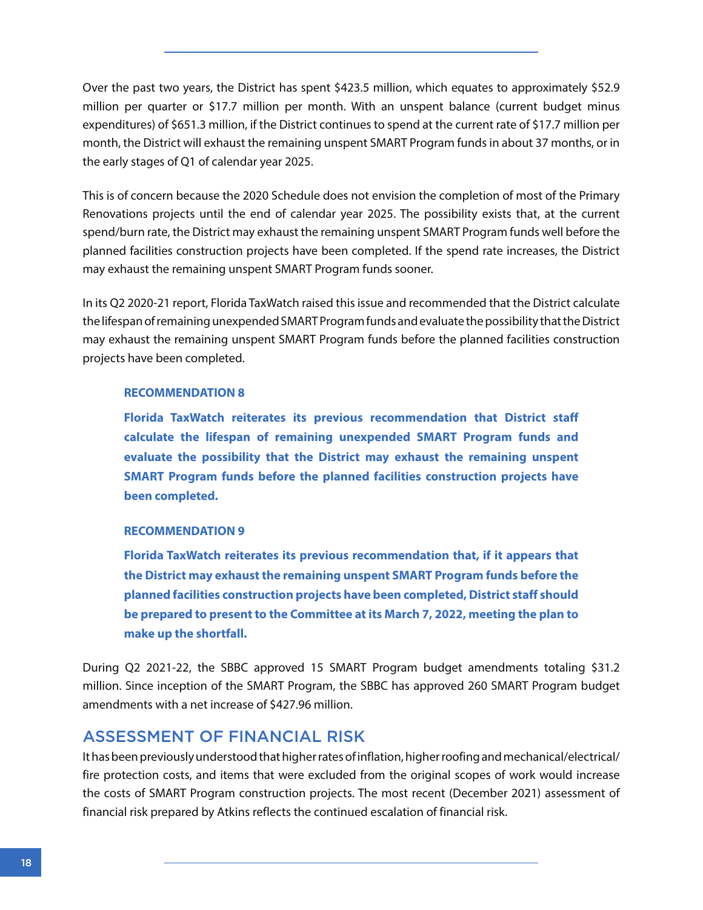Over the past two years, the District has spent $423.5 million, which equates to approximately $52.9 million per quarter or $17.7 million per month. With an unspent balance (current budget minus expenditures) of $651.3 million, if the District continues to spend at the current rate of $17.7 million per month, the District will exhaust the remaining unspent SMART Program funds in about 37 months, or in the early stages of Q1 of calendar year 2025.

This is of concern because the 2020 Schedule does not envision the completion of most of the Primary Renovations projects until the end of calendar year 2025. The possibility exists that, at the current spend/burn rate, the District may exhaust the remaining unspent SMART Program funds well before the planned facilities construction projects have been completed. If the spend rate increases, the District may exhaust the remaining unspent SMART Program funds sooner.

In its Q2 2020-21 report, Florida TaxWatch raised this issue and recommended that the District calculate the lifespan of remaining unexpended SMART Program funds and evaluate the possibility that the District may exhaust the remaining unspent SMART Program funds before the planned facilities construction projects have been completed.

**RECOMMENDATION 8**

**Florida TaxWatch reiterates its previous recommendation that District staff calculate the lifespan of remaining unexpended SMART Program funds and evaluate the possibility that the District may exhaust the remaining unspent SMART Program funds before the planned facilities construction projects have been completed.**

**RECOMMENDATION 9**

**Florida TaxWatch reiterates its previous recommendation that, if it appears that the District may exhaust the remaining unspent SMART Program funds before the planned facilities construction projects have been completed, District staff should be prepared to present to the Committee at its March 7, 2022, meeting the plan to make up the shortfall.**

During Q2 2021-22, the SBBC approved 15 SMART Program budget amendments totaling $31.2 million. Since inception of the SMART Program, the SBBC has approved 260 SMART Program budget amendments with a net increase of $427.96 million.

## ASSESSMENT OF FINANCIAL RISK

It has been previously understood that higher rates of inflation, higher roofing and mechanical/electrical/fire protection costs, and items that were excluded from the original scopes of work would increase the costs of SMART Program construction projects. The most recent (December 2021) assessment of financial risk prepared by Atkins reflects the continued escalation of financial risk.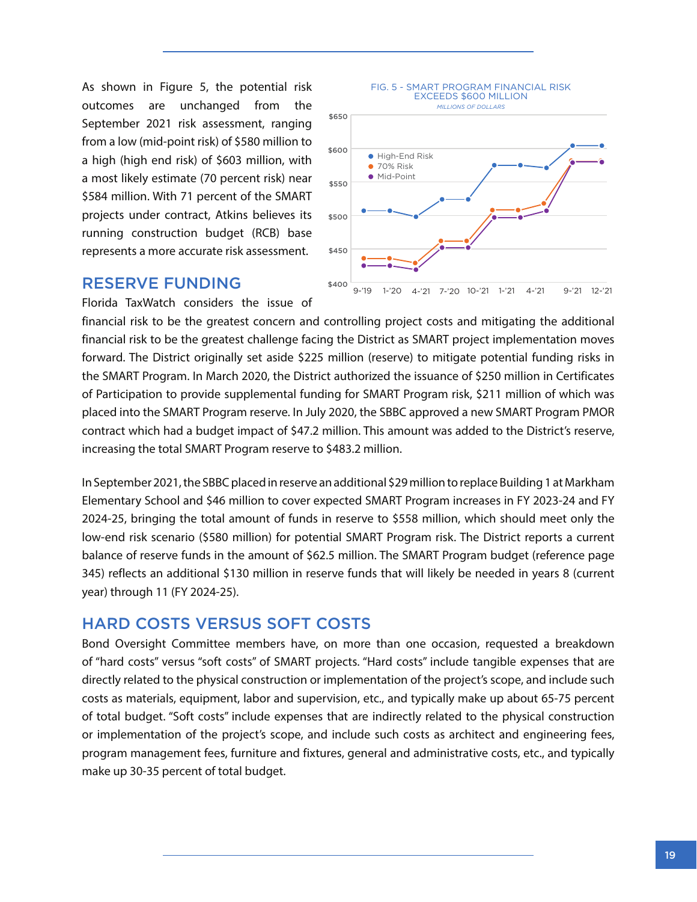As shown in Figure 5, the potential risk outcomes are unchanged from the September 2021 risk assessment, ranging from a low (mid-point risk) of $580 million to a high (high end risk) of $603 million, with a most likely estimate (70 percent risk) near $584 million. With 71 percent of the SMART projects under contract, Atkins believes its running construction budget (RCB) base represents a more accurate risk assessment.

FIG. 5 - SMART PROGRAM FINANCIAL RISK EXCEEDS $600 MILLION

*MILLIONS OF DOLLARS*

## RESERVE FUNDING

Florida TaxWatch considers the issue of financial risk to be the greatest concern and controlling project costs and mitigating the additional financial risk to be the greatest challenge facing the District as SMART project implementation moves forward. The District originally set aside $225 million (reserve) to mitigate potential funding risks in the SMART Program. In March 2020, the District authorized the issuance of $250 million in Certificates of Participation to provide supplemental funding for SMART Program risk, $211 million of which was placed into the SMART Program reserve. In July 2020, the SBBC approved a new SMART Program PMOR contract which had a budget impact of $47.2 million. This amount was added to the District's reserve, increasing the total SMART Program reserve to $483.2 million.

In September 2021, the SBBC placed in reserve an additional $29 million to replace Building 1 at Markham Elementary School and $46 million to cover expected SMART Program increases in FY 2023-24 and FY 2024-25, bringing the total amount of funds in reserve to $558 million, which should meet only the low-end risk scenario ($580 million) for potential SMART Program risk. The District reports a current balance of reserve funds in the amount of $62.5 million. The SMART Program budget (reference page 345) reflects an additional $130 million in reserve funds that will likely be needed in years 8 (current year) through 11 (FY 2024-25).

## HARD COSTS VERSUS SOFT COSTS

Bond Oversight Committee members have, on more than one occasion, requested a breakdown of "hard costs" versus "soft costs" of SMART projects. "Hard costs" include tangible expenses that are directly related to the physical construction or implementation of the project's scope, and include such costs as materials, equipment, labor and supervision, etc., and typically make up about 65-75 percent of total budget. "Soft costs" include expenses that are indirectly related to the physical construction or implementation of the project's scope, and include such costs as architect and engineering fees, program management fees, furniture and fixtures, general and administrative costs, etc., and typically make up 30-35 percent of total budget.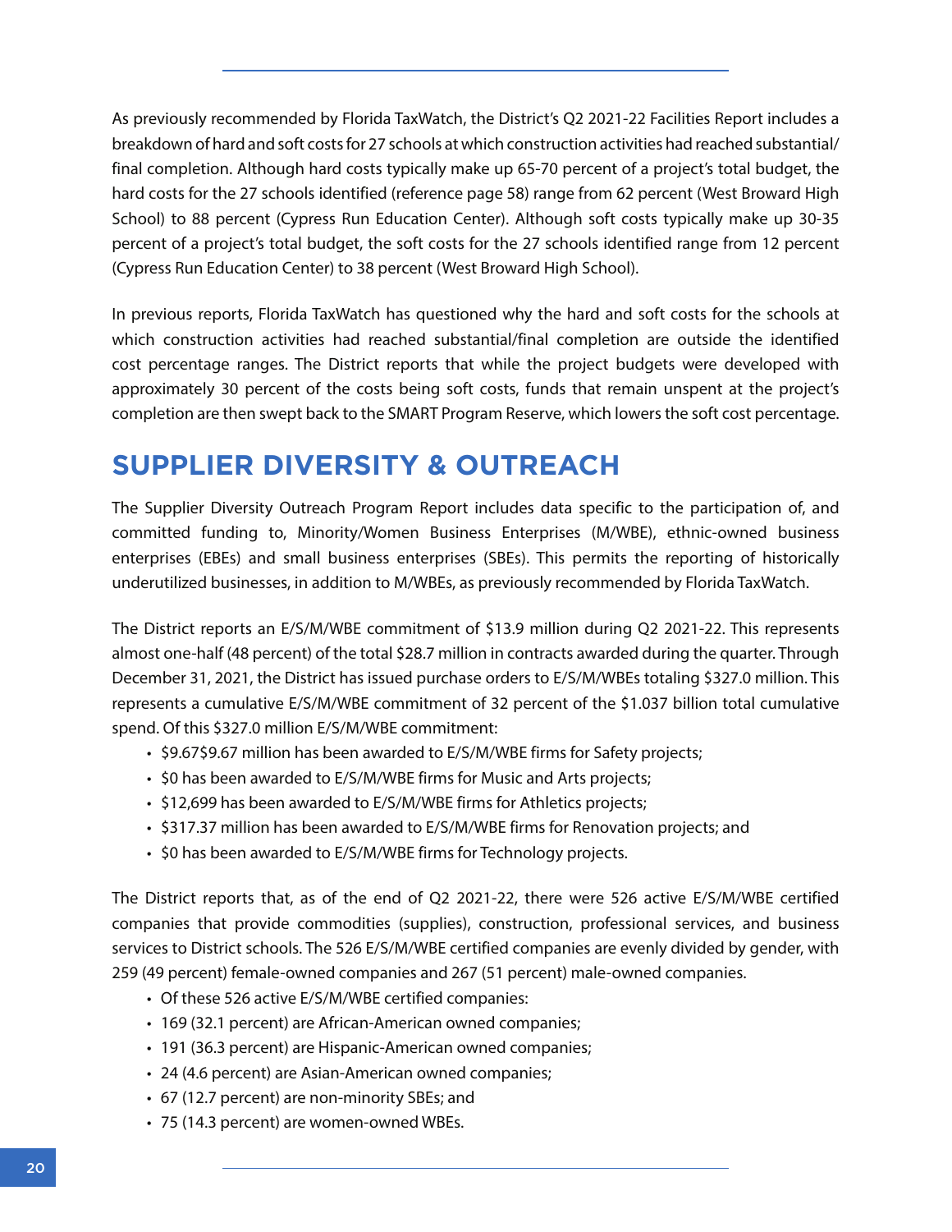As previously recommended by Florida TaxWatch, the District's Q2 2021-22 Facilities Report includes a breakdown of hard and soft costs for 27 schools at which construction activities had reached substantial/final completion. Although hard costs typically make up 65-70 percent of a project's total budget, the hard costs for the 27 schools identified (reference page 58) range from 62 percent (West Broward High School) to 88 percent (Cypress Run Education Center). Although soft costs typically make up 30-35 percent of a project's total budget, the soft costs for the 27 schools identified range from 12 percent (Cypress Run Education Center) to 38 percent (West Broward High School).

In previous reports, Florida TaxWatch has questioned why the hard and soft costs for the schools at which construction activities had reached substantial/final completion are outside the identified cost percentage ranges. The District reports that while the project budgets were developed with approximately 30 percent of the costs being soft costs, funds that remain unspent at the project's completion are then swept back to the SMART Program Reserve, which lowers the soft cost percentage.

## SUPPLIER DIVERSITY & OUTREACH

The Supplier Diversity Outreach Program Report includes data specific to the participation of, and committed funding to, Minority/Women Business Enterprises (M/WBE), ethnic-owned business enterprises (EBEs) and small business enterprises (SBEs). This permits the reporting of historically underutilized businesses, in addition to M/WBEs, as previously recommended by Florida TaxWatch.

The District reports an E/S/M/WBE commitment of $13.9 million during Q2 2021-22. This represents almost one-half (48 percent) of the total $28.7 million in contracts awarded during the quarter. Through December 31, 2021, the District has issued purchase orders to E/S/M/WBEs totaling $327.0 million. This represents a cumulative E/S/M/WBE commitment of 32 percent of the $1.037 billion total cumulative spend. Of this $327.0 million E/S/M/WBE commitment:

- $9.67$9.67 million has been awarded to E/S/M/WBE firms for Safety projects;
- $0 has been awarded to E/S/M/WBE firms for Music and Arts projects;
- $12,699 has been awarded to E/S/M/WBE firms for Athletics projects;
- $317.37 million has been awarded to E/S/M/WBE firms for Renovation projects; and
- $0 has been awarded to E/S/M/WBE firms for Technology projects.

The District reports that, as of the end of Q2 2021-22, there were 526 active E/S/M/WBE certified companies that provide commodities (supplies), construction, professional services, and business services to District schools. The 526 E/S/M/WBE certified companies are evenly divided by gender, with 259 (49 percent) female-owned companies and 267 (51 percent) male-owned companies.

- Of these 526 active E/S/M/WBE certified companies:
- 169 (32.1 percent) are African-American owned companies;
- 191 (36.3 percent) are Hispanic-American owned companies;
- 24 (4.6 percent) are Asian-American owned companies;
- 67 (12.7 percent) are non-minority SBEs; and
- 75 (14.3 percent) are women-owned WBEs.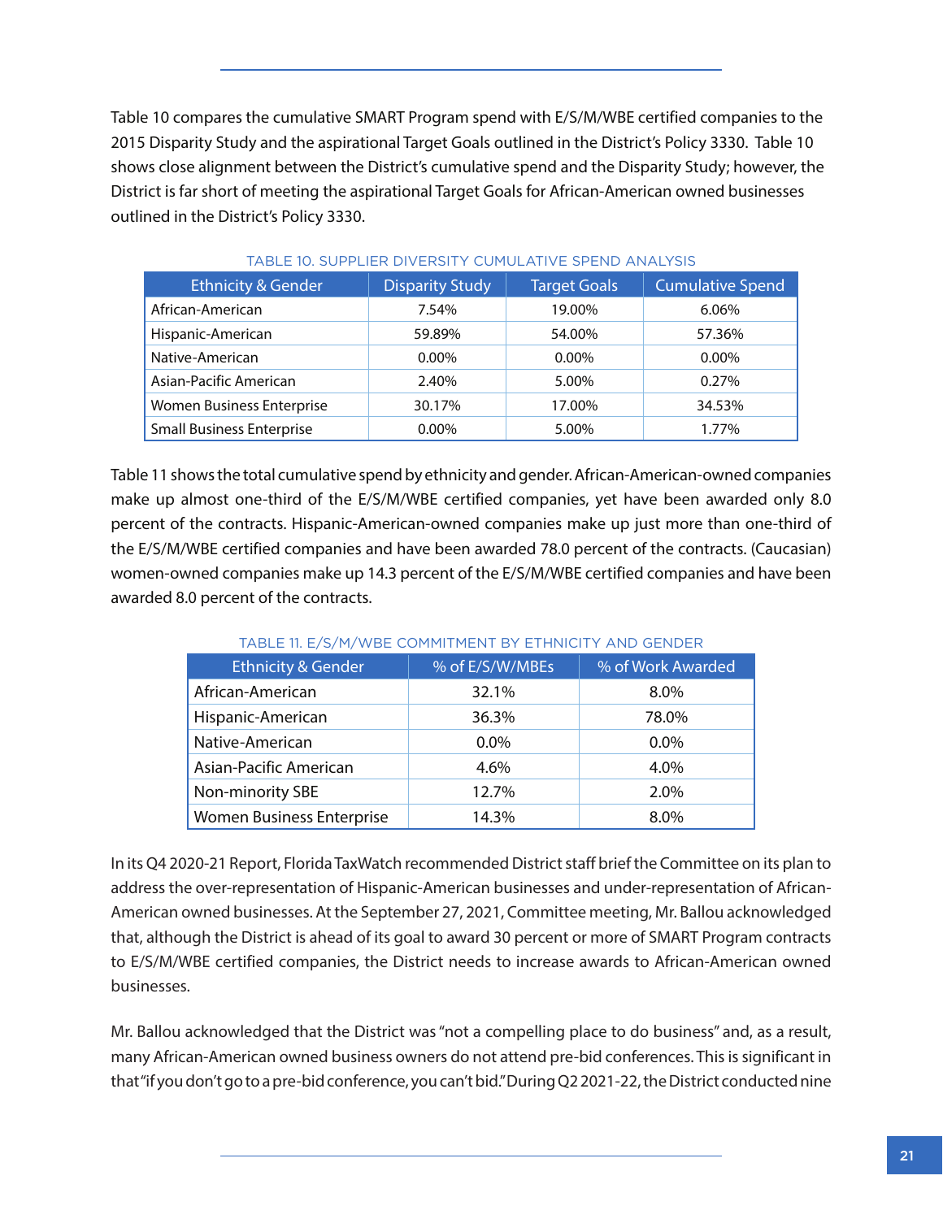Table 10 compares the cumulative SMART Program spend with E/S/M/WBE certified companies to the 2015 Disparity Study and the aspirational Target Goals outlined in the District's Policy 3330. Table 10 shows close alignment between the District's cumulative spend and the Disparity Study; however, the District is far short of meeting the aspirational Target Goals for African-American owned businesses outlined in the District's Policy 3330.

TABLE 10. SUPPLIER DIVERSITY CUMULATIVE SPEND ANALYSIS

| Ethnicity & Gender | Disparity Study | Target Goals | Cumulative Spend |
|---|---|---|---|
| African-American | 7.54% | 19.00% | 6.06% |
| Hispanic-American | 59.89% | 54.00% | 57.36% |
| Native-American | 0.00% | 0.00% | 0.00% |
| Asian-Pacific American | 2.40% | 5.00% | 0.27% |
| Women Business Enterprise | 30.17% | 17.00% | 34.53% |
| Small Business Enterprise | 0.00% | 5.00% | 1.77% |

Table 11 shows the total cumulative spend by ethnicity and gender. African-American-owned companies make up almost one-third of the E/S/M/WBE certified companies, yet have been awarded only 8.0 percent of the contracts. Hispanic-American-owned companies make up just more than one-third of the E/S/M/WBE certified companies and have been awarded 78.0 percent of the contracts. (Caucasian) women-owned companies make up 14.3 percent of the E/S/M/WBE certified companies and have been awarded 8.0 percent of the contracts.

TABLE 11. E/S/M/WBE COMMITMENT BY ETHNICITY AND GENDER

| Ethnicity & Gender | % of E/S/W/MBEs | % of Work Awarded |
|---|---|---|
| African-American | 32.1% | 8.0% |
| Hispanic-American | 36.3% | 78.0% |
| Native-American | 0.0% | 0.0% |
| Asian-Pacific American | 4.6% | 4.0% |
| Non-minority SBE | 12.7% | 2.0% |
| Women Business Enterprise | 14.3% | 8.0% |

In its Q4 2020-21 Report, Florida TaxWatch recommended District staff brief the Committee on its plan to address the over-representation of Hispanic-American businesses and under-representation of African-American owned businesses. At the September 27, 2021, Committee meeting, Mr. Ballou acknowledged that, although the District is ahead of its goal to award 30 percent or more of SMART Program contracts to E/S/M/WBE certified companies, the District needs to increase awards to African-American owned businesses.

Mr. Ballou acknowledged that the District was "not a compelling place to do business" and, as a result, many African-American owned business owners do not attend pre-bid conferences. This is significant in that "if you don't go to a pre-bid conference, you can't bid." During Q2 2021-22, the District conducted nine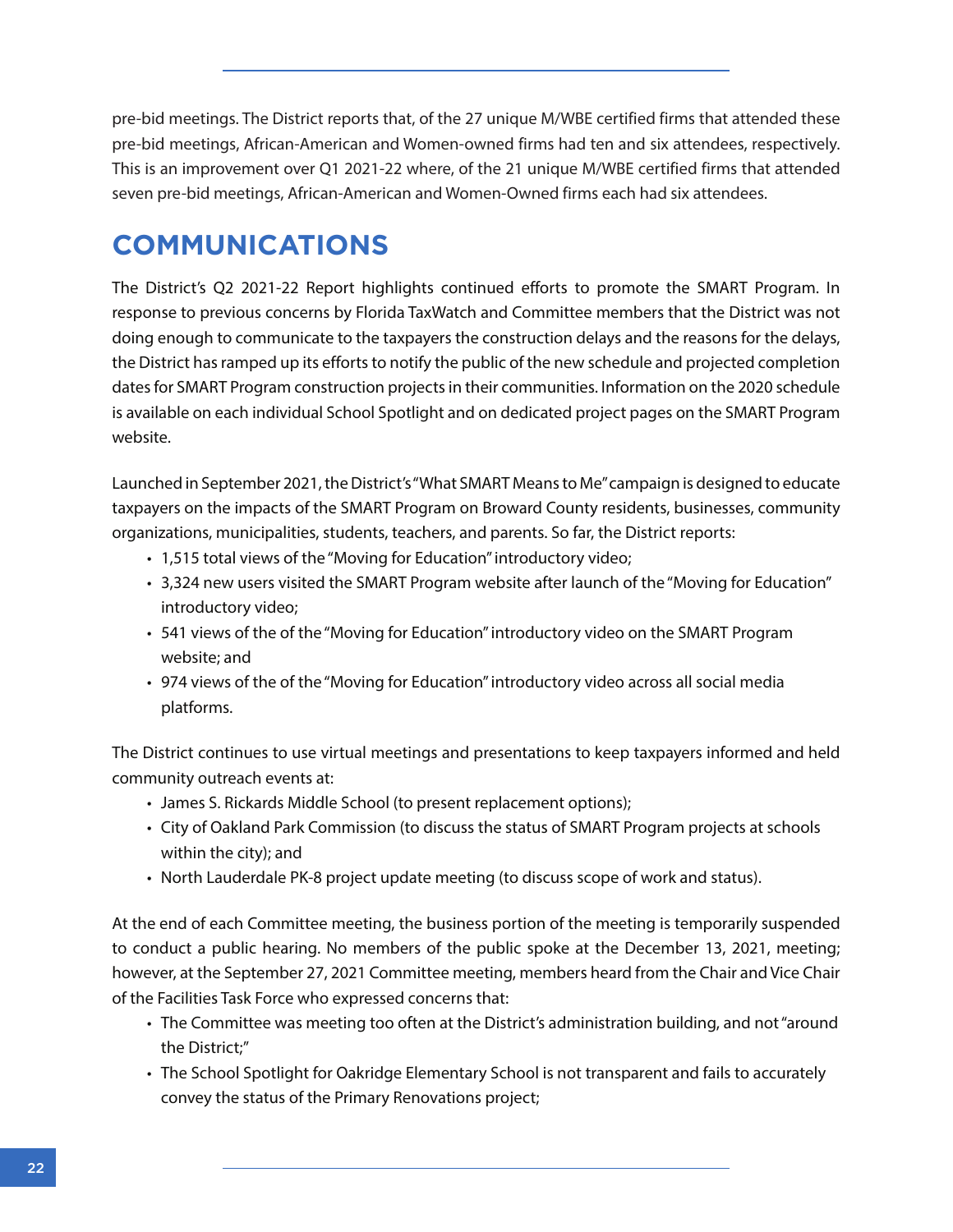pre-bid meetings. The District reports that, of the 27 unique M/WBE certified firms that attended these pre-bid meetings, African-American and Women-owned firms had ten and six attendees, respectively. This is an improvement over Q1 2021-22 where, of the 21 unique M/WBE certified firms that attended seven pre-bid meetings, African-American and Women-Owned firms each had six attendees.

## COMMUNICATIONS

The District's Q2 2021-22 Report highlights continued efforts to promote the SMART Program. In response to previous concerns by Florida TaxWatch and Committee members that the District was not doing enough to communicate to the taxpayers the construction delays and the reasons for the delays, the District has ramped up its efforts to notify the public of the new schedule and projected completion dates for SMART Program construction projects in their communities. Information on the 2020 schedule is available on each individual School Spotlight and on dedicated project pages on the SMART Program website.

Launched in September 2021, the District's "What SMART Means to Me" campaign is designed to educate taxpayers on the impacts of the SMART Program on Broward County residents, businesses, community organizations, municipalities, students, teachers, and parents. So far, the District reports:

- 1,515 total views of the "Moving for Education" introductory video;
- 3,324 new users visited the SMART Program website after launch of the "Moving for Education" introductory video;
- 541 views of the of the "Moving for Education" introductory video on the SMART Program website; and
- 974 views of the of the "Moving for Education" introductory video across all social media platforms.

The District continues to use virtual meetings and presentations to keep taxpayers informed and held community outreach events at:

- James S. Rickards Middle School (to present replacement options);
- City of Oakland Park Commission (to discuss the status of SMART Program projects at schools within the city); and
- North Lauderdale PK-8 project update meeting (to discuss scope of work and status).

At the end of each Committee meeting, the business portion of the meeting is temporarily suspended to conduct a public hearing. No members of the public spoke at the December 13, 2021, meeting; however, at the September 27, 2021 Committee meeting, members heard from the Chair and Vice Chair of the Facilities Task Force who expressed concerns that:

- The Committee was meeting too often at the District's administration building, and not "around the District;"
- The School Spotlight for Oakridge Elementary School is not transparent and fails to accurately convey the status of the Primary Renovations project;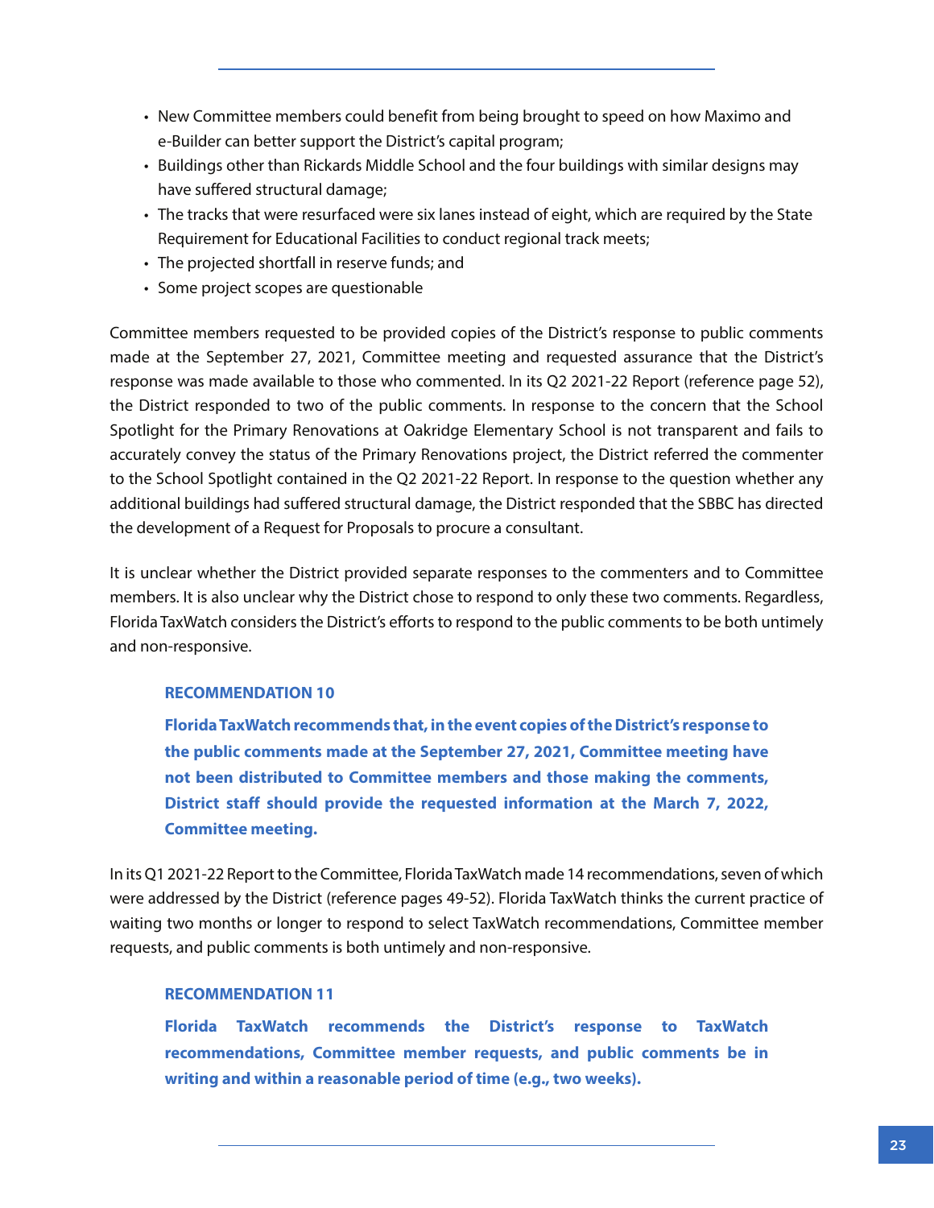- New Committee members could benefit from being brought to speed on how Maximo and e-Builder can better support the District's capital program;
- Buildings other than Rickards Middle School and the four buildings with similar designs may have suffered structural damage;
- The tracks that were resurfaced were six lanes instead of eight, which are required by the State Requirement for Educational Facilities to conduct regional track meets;
- The projected shortfall in reserve funds; and
- Some project scopes are questionable

Committee members requested to be provided copies of the District's response to public comments made at the September 27, 2021, Committee meeting and requested assurance that the District's response was made available to those who commented. In its Q2 2021-22 Report (reference page 52), the District responded to two of the public comments. In response to the concern that the School Spotlight for the Primary Renovations at Oakridge Elementary School is not transparent and fails to accurately convey the status of the Primary Renovations project, the District referred the commenter to the School Spotlight contained in the Q2 2021-22 Report. In response to the question whether any additional buildings had suffered structural damage, the District responded that the SBBC has directed the development of a Request for Proposals to procure a consultant.

It is unclear whether the District provided separate responses to the commenters and to Committee members. It is also unclear why the District chose to respond to only these two comments. Regardless, Florida TaxWatch considers the District's efforts to respond to the public comments to be both untimely and non-responsive.

**RECOMMENDATION 10**

**Florida TaxWatch recommends that, in the event copies of the District's response to the public comments made at the September 27, 2021, Committee meeting have not been distributed to Committee members and those making the comments, District staff should provide the requested information at the March 7, 2022, Committee meeting.**

In its Q1 2021-22 Report to the Committee, Florida TaxWatch made 14 recommendations, seven of which were addressed by the District (reference pages 49-52). Florida TaxWatch thinks the current practice of waiting two months or longer to respond to select TaxWatch recommendations, Committee member requests, and public comments is both untimely and non-responsive.

**RECOMMENDATION 11**

**Florida TaxWatch recommends the District's response to TaxWatch recommendations, Committee member requests, and public comments be in writing and within a reasonable period of time (e.g., two weeks).**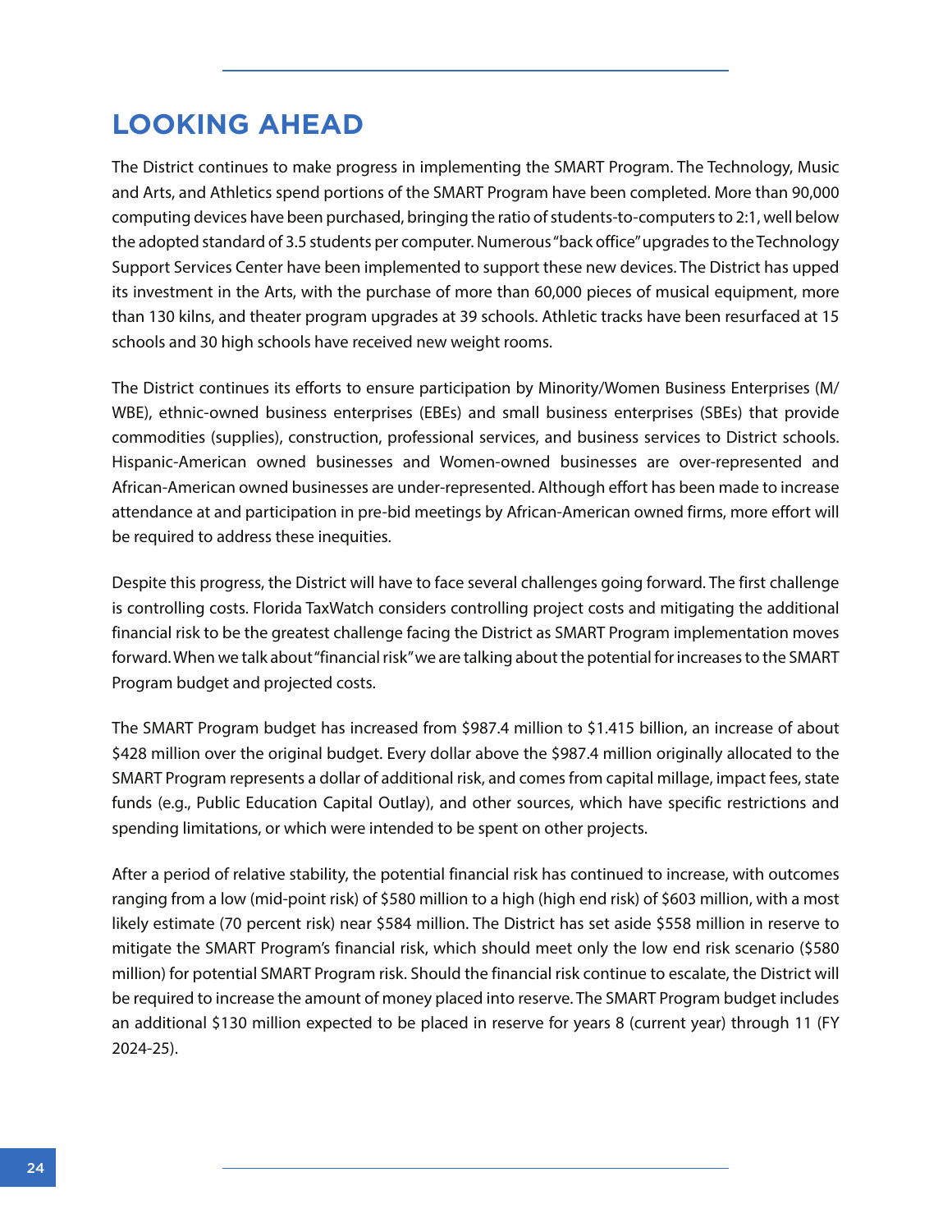## LOOKING AHEAD

The District continues to make progress in implementing the SMART Program. The Technology, Music and Arts, and Athletics spend portions of the SMART Program have been completed. More than 90,000 computing devices have been purchased, bringing the ratio of students-to-computers to 2:1, well below the adopted standard of 3.5 students per computer. Numerous "back office" upgrades to the Technology Support Services Center have been implemented to support these new devices. The District has upped its investment in the Arts, with the purchase of more than 60,000 pieces of musical equipment, more than 130 kilns, and theater program upgrades at 39 schools. Athletic tracks have been resurfaced at 15 schools and 30 high schools have received new weight rooms.

The District continues its efforts to ensure participation by Minority/Women Business Enterprises (M/WBE), ethnic-owned business enterprises (EBEs) and small business enterprises (SBEs) that provide commodities (supplies), construction, professional services, and business services to District schools. Hispanic-American owned businesses and Women-owned businesses are over-represented and African-American owned businesses are under-represented. Although effort has been made to increase attendance at and participation in pre-bid meetings by African-American owned firms, more effort will be required to address these inequities.

Despite this progress, the District will have to face several challenges going forward. The first challenge is controlling costs. Florida TaxWatch considers controlling project costs and mitigating the additional financial risk to be the greatest challenge facing the District as SMART Program implementation moves forward. When we talk about "financial risk" we are talking about the potential for increases to the SMART Program budget and projected costs.

The SMART Program budget has increased from $987.4 million to $1.415 billion, an increase of about $428 million over the original budget. Every dollar above the $987.4 million originally allocated to the SMART Program represents a dollar of additional risk, and comes from capital millage, impact fees, state funds (e.g., Public Education Capital Outlay), and other sources, which have specific restrictions and spending limitations, or which were intended to be spent on other projects.

After a period of relative stability, the potential financial risk has continued to increase, with outcomes ranging from a low (mid-point risk) of $580 million to a high (high end risk) of $603 million, with a most likely estimate (70 percent risk) near $584 million. The District has set aside $558 million in reserve to mitigate the SMART Program's financial risk, which should meet only the low end risk scenario ($580 million) for potential SMART Program risk. Should the financial risk continue to escalate, the District will be required to increase the amount of money placed into reserve. The SMART Program budget includes an additional $130 million expected to be placed in reserve for years 8 (current year) through 11 (FY 2024-25).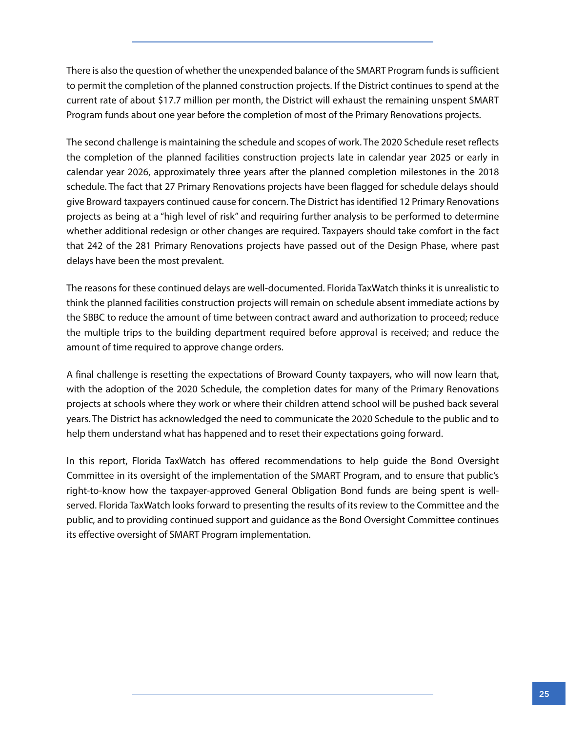There is also the question of whether the unexpended balance of the SMART Program funds is sufficient to permit the completion of the planned construction projects. If the District continues to spend at the current rate of about $17.7 million per month, the District will exhaust the remaining unspent SMART Program funds about one year before the completion of most of the Primary Renovations projects.

The second challenge is maintaining the schedule and scopes of work. The 2020 Schedule reset reflects the completion of the planned facilities construction projects late in calendar year 2025 or early in calendar year 2026, approximately three years after the planned completion milestones in the 2018 schedule. The fact that 27 Primary Renovations projects have been flagged for schedule delays should give Broward taxpayers continued cause for concern. The District has identified 12 Primary Renovations projects as being at a "high level of risk" and requiring further analysis to be performed to determine whether additional redesign or other changes are required. Taxpayers should take comfort in the fact that 242 of the 281 Primary Renovations projects have passed out of the Design Phase, where past delays have been the most prevalent.

The reasons for these continued delays are well-documented. Florida TaxWatch thinks it is unrealistic to think the planned facilities construction projects will remain on schedule absent immediate actions by the SBBC to reduce the amount of time between contract award and authorization to proceed; reduce the multiple trips to the building department required before approval is received; and reduce the amount of time required to approve change orders.

A final challenge is resetting the expectations of Broward County taxpayers, who will now learn that, with the adoption of the 2020 Schedule, the completion dates for many of the Primary Renovations projects at schools where they work or where their children attend school will be pushed back several years. The District has acknowledged the need to communicate the 2020 Schedule to the public and to help them understand what has happened and to reset their expectations going forward.

In this report, Florida TaxWatch has offered recommendations to help guide the Bond Oversight Committee in its oversight of the implementation of the SMART Program, and to ensure that public's right-to-know how the taxpayer-approved General Obligation Bond funds are being spent is well-served. Florida TaxWatch looks forward to presenting the results of its review to the Committee and the public, and to providing continued support and guidance as the Bond Oversight Committee continues its effective oversight of SMART Program implementation.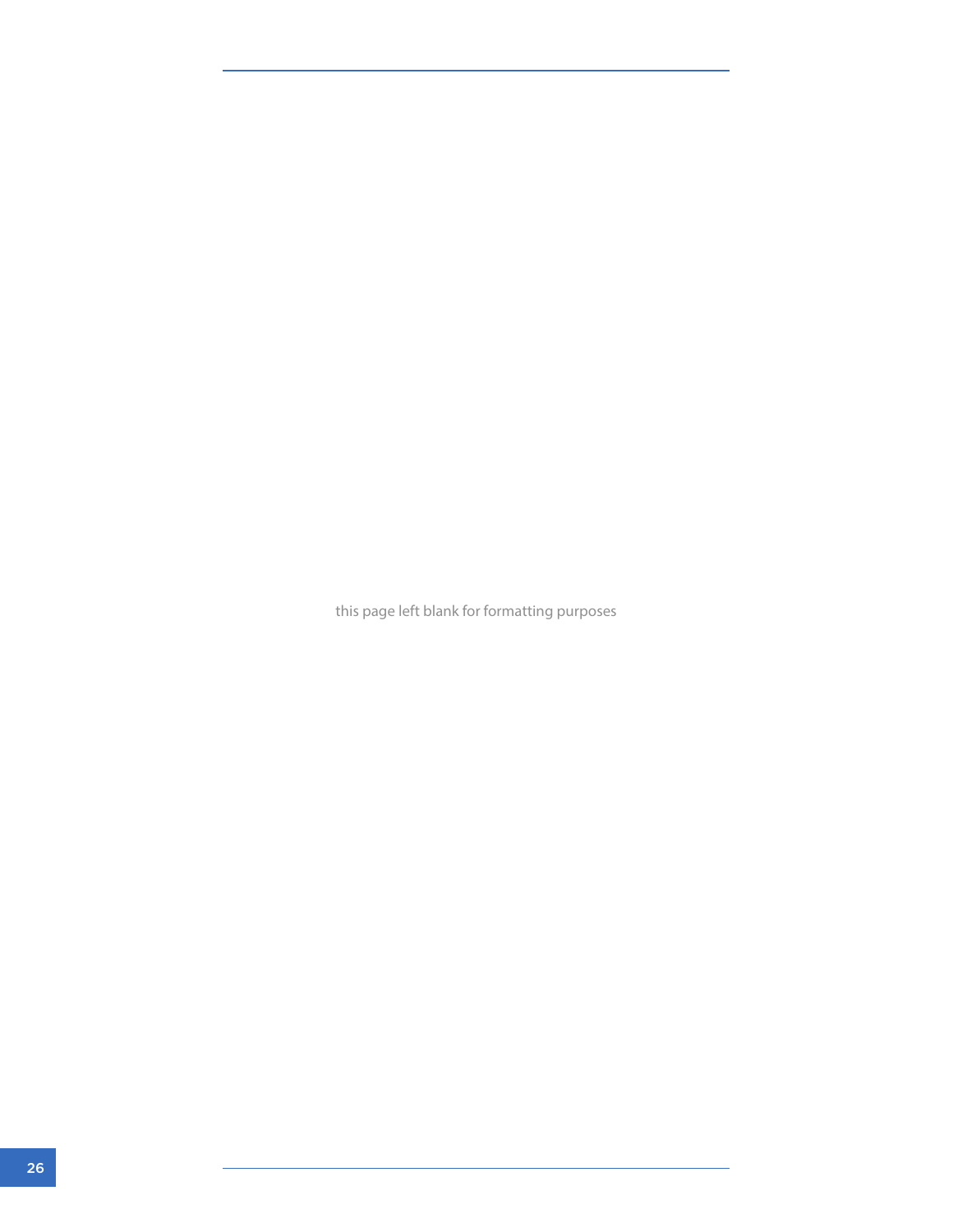this page left blank for formatting purposes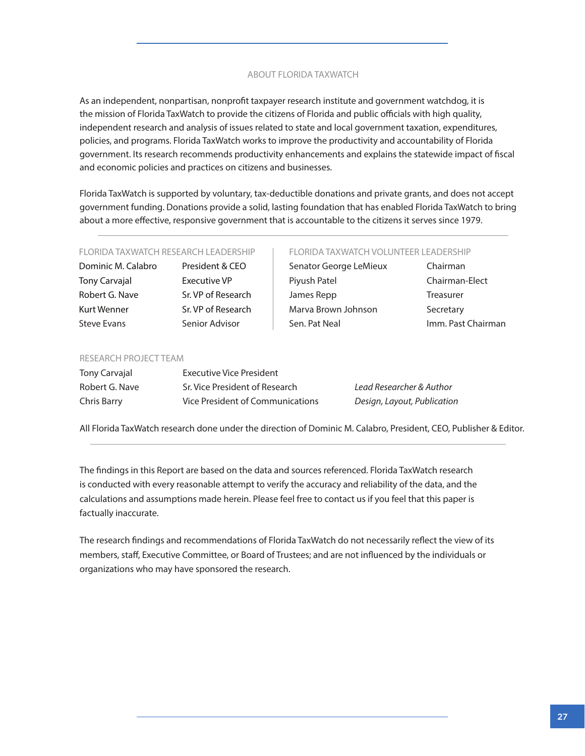## ABOUT FLORIDA TAXWATCH

As an independent, nonpartisan, nonprofit taxpayer research institute and government watchdog, it is the mission of Florida TaxWatch to provide the citizens of Florida and public officials with high quality, independent research and analysis of issues related to state and local government taxation, expenditures, policies, and programs. Florida TaxWatch works to improve the productivity and accountability of Florida government. Its research recommends productivity enhancements and explains the statewide impact of fiscal and economic policies and practices on citizens and businesses.

Florida TaxWatch is supported by voluntary, tax-deductible donations and private grants, and does not accept government funding. Donations provide a solid, lasting foundation that has enabled Florida TaxWatch to bring about a more effective, responsive government that is accountable to the citizens it serves since 1979.

### FLORIDA TAXWATCH RESEARCH LEADERSHIP

| | |
|---|---|
| Dominic M. Calabro | President & CEO |
| Tony Carvajal | Executive VP |
| Robert G. Nave | Sr. VP of Research |
| Kurt Wenner | Sr. VP of Research |
| Steve Evans | Senior Advisor |

### FLORIDA TAXWATCH VOLUNTEER LEADERSHIP

| | |
|---|---|
| Senator George LeMieux | Chairman |
| Piyush Patel | Chairman-Elect |
| James Repp | Treasurer |
| Marva Brown Johnson | Secretary |
| Sen. Pat Neal | Imm. Past Chairman |

### RESEARCH PROJECT TEAM

| | | |
|---|---|---|
| Tony Carvajal | Executive Vice President | |
| Robert G. Nave | Sr. Vice President of Research | *Lead Researcher & Author* |
| Chris Barry | Vice President of Communications | *Design, Layout, Publication* |

All Florida TaxWatch research done under the direction of Dominic M. Calabro, President, CEO, Publisher & Editor.

The findings in this Report are based on the data and sources referenced. Florida TaxWatch research is conducted with every reasonable attempt to verify the accuracy and reliability of the data, and the calculations and assumptions made herein. Please feel free to contact us if you feel that this paper is factually inaccurate.

The research findings and recommendations of Florida TaxWatch do not necessarily reflect the view of its members, staff, Executive Committee, or Board of Trustees; and are not influenced by the individuals or organizations who may have sponsored the research.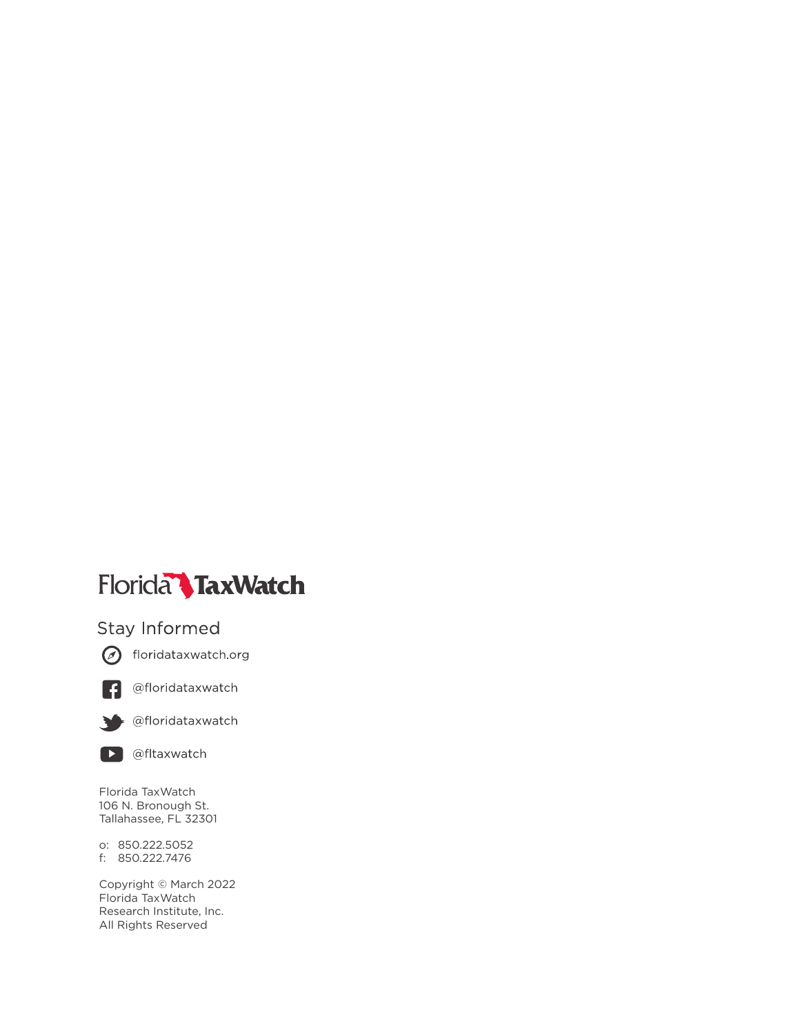Florida TaxWatch

## Stay Informed

floridataxwatch.org

@floridataxwatch

@floridataxwatch

@fltaxwatch

Florida TaxWatch
106 N. Bronough St.
Tallahassee, FL 32301

o: 850.222.5052
f: 850.222.7476

Copyright © March 2022
Florida TaxWatch
Research Institute, Inc.
All Rights Reserved